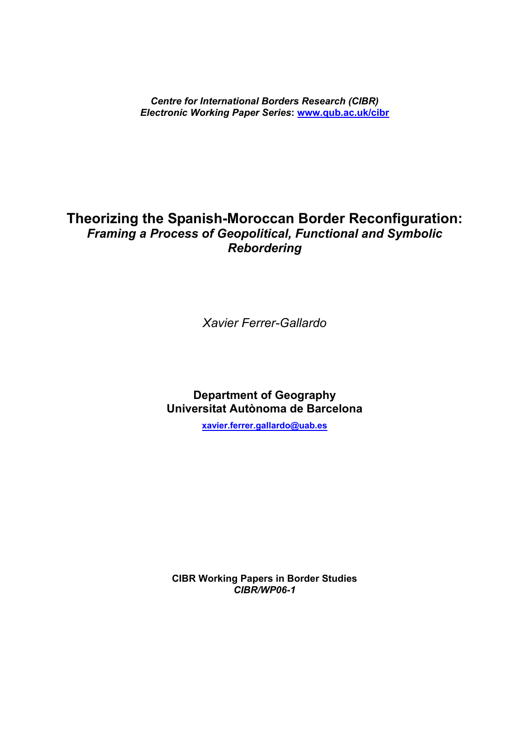***Centre for International Borders Research (CIBR)***
***Electronic Working Paper Series*: [www.qub.ac.uk/cibr](http://www.qub.ac.uk/cibr)**

# Theorizing the Spanish-Moroccan Border Reconfiguration:

## *Framing a Process of Geopolitical, Functional and Symbolic Rebordering*

*Xavier Ferrer-Gallardo*

**Department of Geography**
**Universitat Autònoma de Barcelona**

**[xavier.ferrer.gallardo@uab.es](mailto:xavier.ferrer.gallardo@uab.es)**

**CIBR Working Papers in Border Studies**
***CIBR/WP06-1***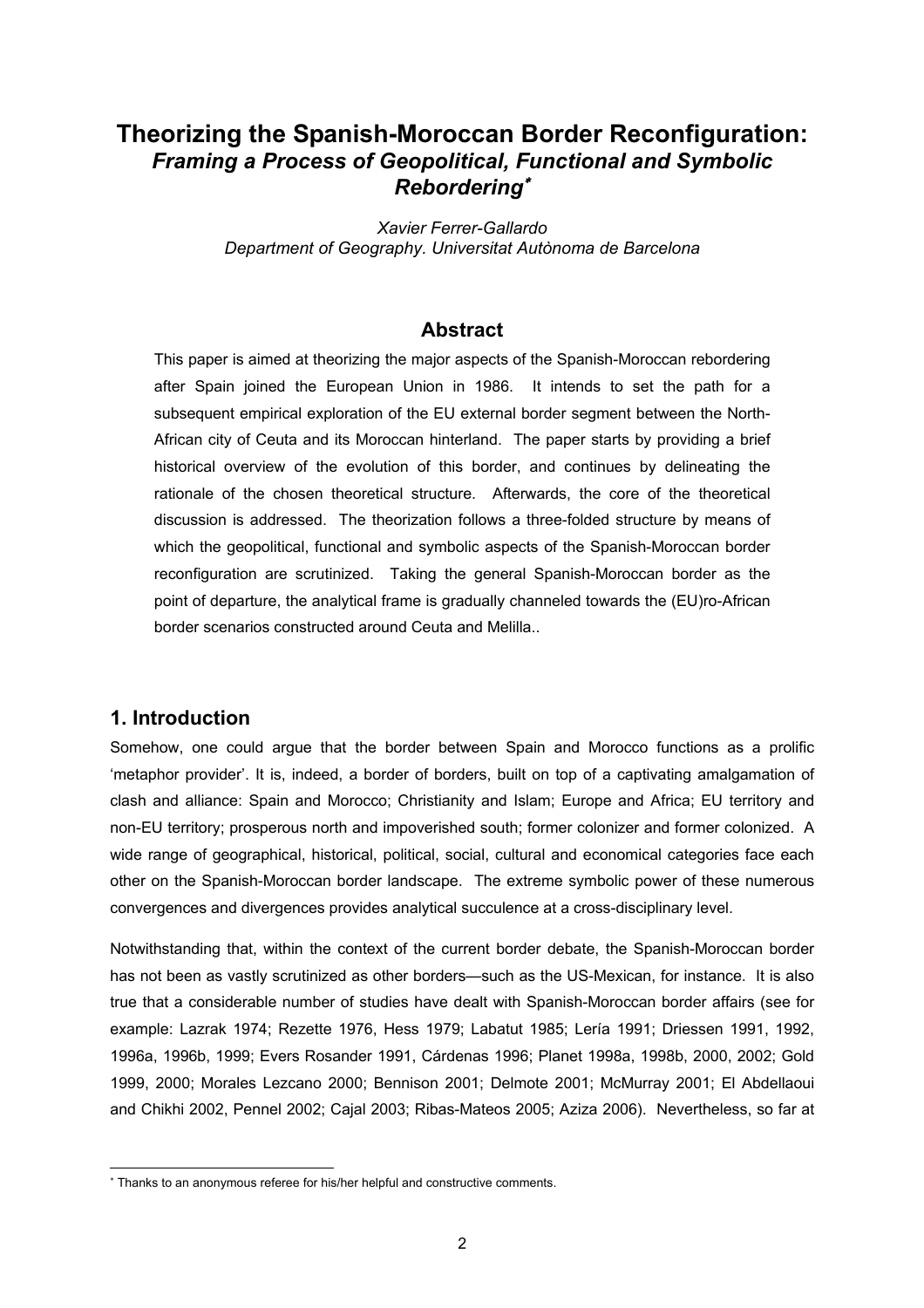# Theorizing the Spanish-Moroccan Border Reconfiguration: *Framing a Process of Geopolitical, Functional and Symbolic Rebordering*[*]

*Xavier Ferrer-Gallardo*
*Department of Geography. Universitat Autònoma de Barcelona*

## Abstract

This paper is aimed at theorizing the major aspects of the Spanish-Moroccan rebordering after Spain joined the European Union in 1986. It intends to set the path for a subsequent empirical exploration of the EU external border segment between the North-African city of Ceuta and its Moroccan hinterland. The paper starts by providing a brief historical overview of the evolution of this border, and continues by delineating the rationale of the chosen theoretical structure. Afterwards, the core of the theoretical discussion is addressed. The theorization follows a three-folded structure by means of which the geopolitical, functional and symbolic aspects of the Spanish-Moroccan border reconfiguration are scrutinized. Taking the general Spanish-Moroccan border as the point of departure, the analytical frame is gradually channeled towards the (EU)ro-African border scenarios constructed around Ceuta and Melilla..

## 1. Introduction

Somehow, one could argue that the border between Spain and Morocco functions as a prolific 'metaphor provider'. It is, indeed, a border of borders, built on top of a captivating amalgamation of clash and alliance: Spain and Morocco; Christianity and Islam; Europe and Africa; EU territory and non-EU territory; prosperous north and impoverished south; former colonizer and former colonized. A wide range of geographical, historical, political, social, cultural and economical categories face each other on the Spanish-Moroccan border landscape. The extreme symbolic power of these numerous convergences and divergences provides analytical succulence at a cross-disciplinary level.

Notwithstanding that, within the context of the current border debate, the Spanish-Moroccan border has not been as vastly scrutinized as other borders—such as the US-Mexican, for instance. It is also true that a considerable number of studies have dealt with Spanish-Moroccan border affairs (see for example: Lazrak 1974; Rezette 1976, Hess 1979; Labatut 1985; Lería 1991; Driessen 1991, 1992, 1996a, 1996b, 1999; Evers Rosander 1991, Cárdenas 1996; Planet 1998a, 1998b, 2000, 2002; Gold 1999, 2000; Morales Lezcano 2000; Bennison 2001; Delmote 2001; McMurray 2001; El Abdellaoui and Chikhi 2002, Pennel 2002; Cajal 2003; Ribas-Mateos 2005; Aziza 2006). Nevertheless, so far at

[*] Thanks to an anonymous referee for his/her helpful and constructive comments.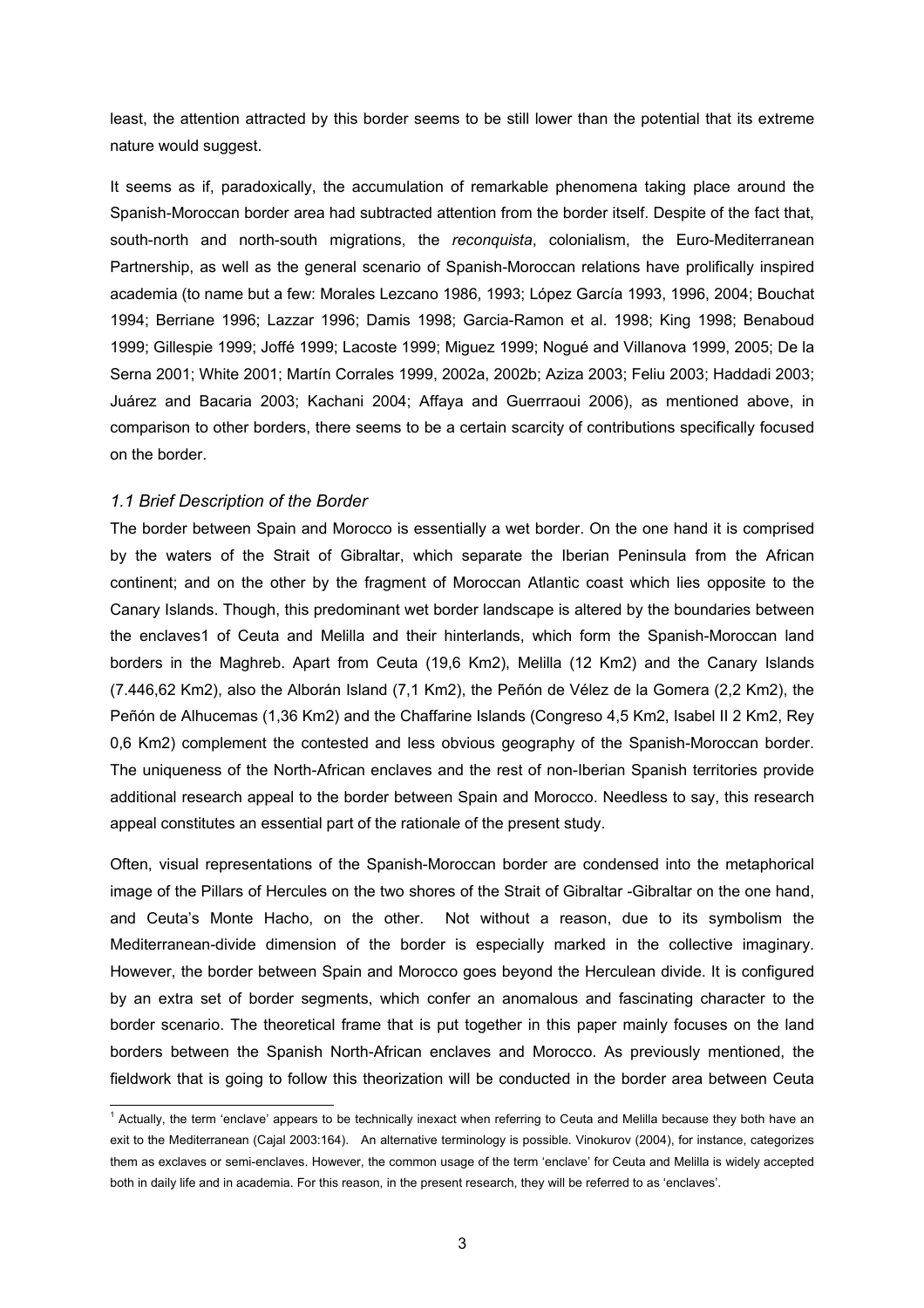least, the attention attracted by this border seems to be still lower than the potential that its extreme nature would suggest.

It seems as if, paradoxically, the accumulation of remarkable phenomena taking place around the Spanish-Moroccan border area had subtracted attention from the border itself. Despite of the fact that, south-north and north-south migrations, the *reconquista*, colonialism, the Euro-Mediterranean Partnership, as well as the general scenario of Spanish-Moroccan relations have prolifically inspired academia (to name but a few: Morales Lezcano 1986, 1993; López García 1993, 1996, 2004; Bouchat 1994; Berriane 1996; Lazzar 1996; Damis 1998; Garcia-Ramon et al. 1998; King 1998; Benaboud 1999; Gillespie 1999; Joffé 1999; Lacoste 1999; Miguez 1999; Nogué and Villanova 1999, 2005; De la Serna 2001; White 2001; Martín Corrales 1999, 2002a, 2002b; Aziza 2003; Feliu 2003; Haddadi 2003; Juárez and Bacaria 2003; Kachani 2004; Affaya and Guerrraoui 2006), as mentioned above, in comparison to other borders, there seems to be a certain scarcity of contributions specifically focused on the border.

### *1.1 Brief Description of the Border*

The border between Spain and Morocco is essentially a wet border. On the one hand it is comprised by the waters of the Strait of Gibraltar, which separate the Iberian Peninsula from the African continent; and on the other by the fragment of Moroccan Atlantic coast which lies opposite to the Canary Islands. Though, this predominant wet border landscape is altered by the boundaries between the enclaves[1] of Ceuta and Melilla and their hinterlands, which form the Spanish-Moroccan land borders in the Maghreb. Apart from Ceuta (19,6 Km2), Melilla (12 Km2) and the Canary Islands (7.446,62 Km2), also the Alborán Island (7,1 Km2), the Peñón de Vélez de la Gomera (2,2 Km2), the Peñón de Alhucemas (1,36 Km2) and the Chaffarine Islands (Congreso 4,5 Km2, Isabel II 2 Km2, Rey 0,6 Km2) complement the contested and less obvious geography of the Spanish-Moroccan border. The uniqueness of the North-African enclaves and the rest of non-Iberian Spanish territories provide additional research appeal to the border between Spain and Morocco. Needless to say, this research appeal constitutes an essential part of the rationale of the present study.

Often, visual representations of the Spanish-Moroccan border are condensed into the metaphorical image of the Pillars of Hercules on the two shores of the Strait of Gibraltar -Gibraltar on the one hand, and Ceuta's Monte Hacho, on the other. Not without a reason, due to its symbolism the Mediterranean-divide dimension of the border is especially marked in the collective imaginary. However, the border between Spain and Morocco goes beyond the Herculean divide. It is configured by an extra set of border segments, which confer an anomalous and fascinating character to the border scenario. The theoretical frame that is put together in this paper mainly focuses on the land borders between the Spanish North-African enclaves and Morocco. As previously mentioned, the fieldwork that is going to follow this theorization will be conducted in the border area between Ceuta

[1] Actually, the term 'enclave' appears to be technically inexact when referring to Ceuta and Melilla because they both have an exit to the Mediterranean (Cajal 2003:164). An alternative terminology is possible. Vinokurov (2004), for instance, categorizes them as exclaves or semi-enclaves. However, the common usage of the term 'enclave' for Ceuta and Melilla is widely accepted both in daily life and in academia. For this reason, in the present research, they will be referred to as 'enclaves'.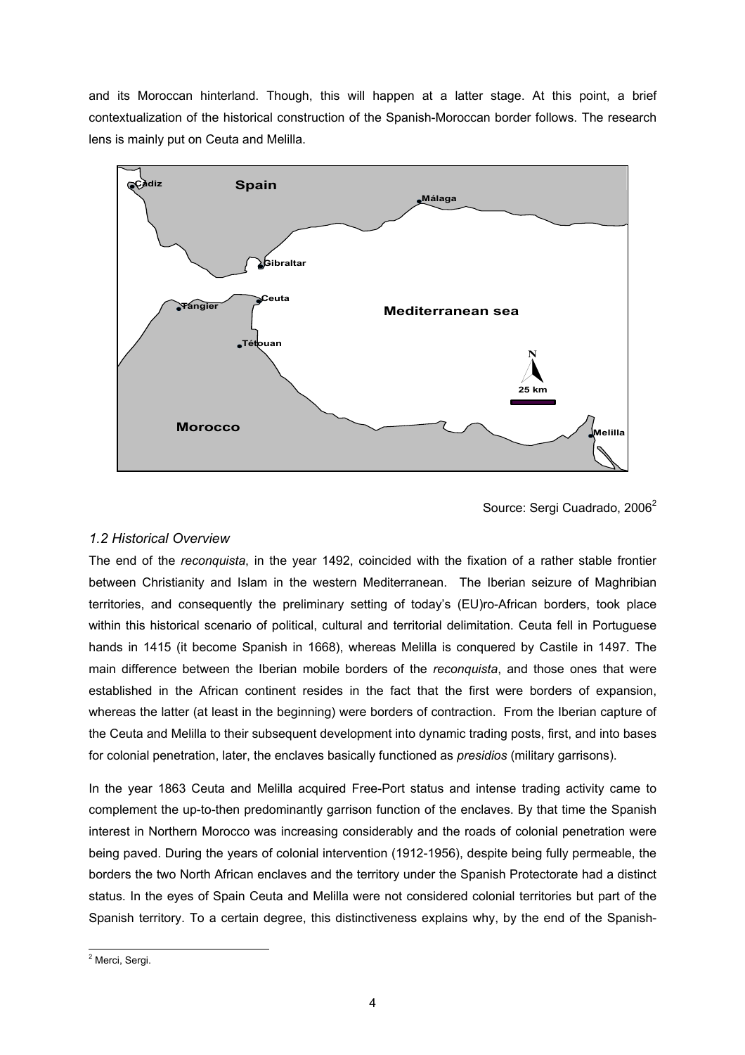and its Moroccan hinterland. Though, this will happen at a latter stage. At this point, a brief contextualization of the historical construction of the Spanish-Moroccan border follows. The research lens is mainly put on Ceuta and Melilla.

Source: Sergi Cuadrado, 2006[2]

### *1.2 Historical Overview*

The end of the *reconquista*, in the year 1492, coincided with the fixation of a rather stable frontier between Christianity and Islam in the western Mediterranean. The Iberian seizure of Maghribian territories, and consequently the preliminary setting of today's (EU)ro-African borders, took place within this historical scenario of political, cultural and territorial delimitation. Ceuta fell in Portuguese hands in 1415 (it become Spanish in 1668), whereas Melilla is conquered by Castile in 1497. The main difference between the Iberian mobile borders of the *reconquista*, and those ones that were established in the African continent resides in the fact that the first were borders of expansion, whereas the latter (at least in the beginning) were borders of contraction. From the Iberian capture of the Ceuta and Melilla to their subsequent development into dynamic trading posts, first, and into bases for colonial penetration, later, the enclaves basically functioned as *presidios* (military garrisons).

In the year 1863 Ceuta and Melilla acquired Free-Port status and intense trading activity came to complement the up-to-then predominantly garrison function of the enclaves. By that time the Spanish interest in Northern Morocco was increasing considerably and the roads of colonial penetration were being paved. During the years of colonial intervention (1912-1956), despite being fully permeable, the borders the two North African enclaves and the territory under the Spanish Protectorate had a distinct status. In the eyes of Spain Ceuta and Melilla were not considered colonial territories but part of the Spanish territory. To a certain degree, this distinctiveness explains why, by the end of the Spanish-

[2] Merci, Sergi.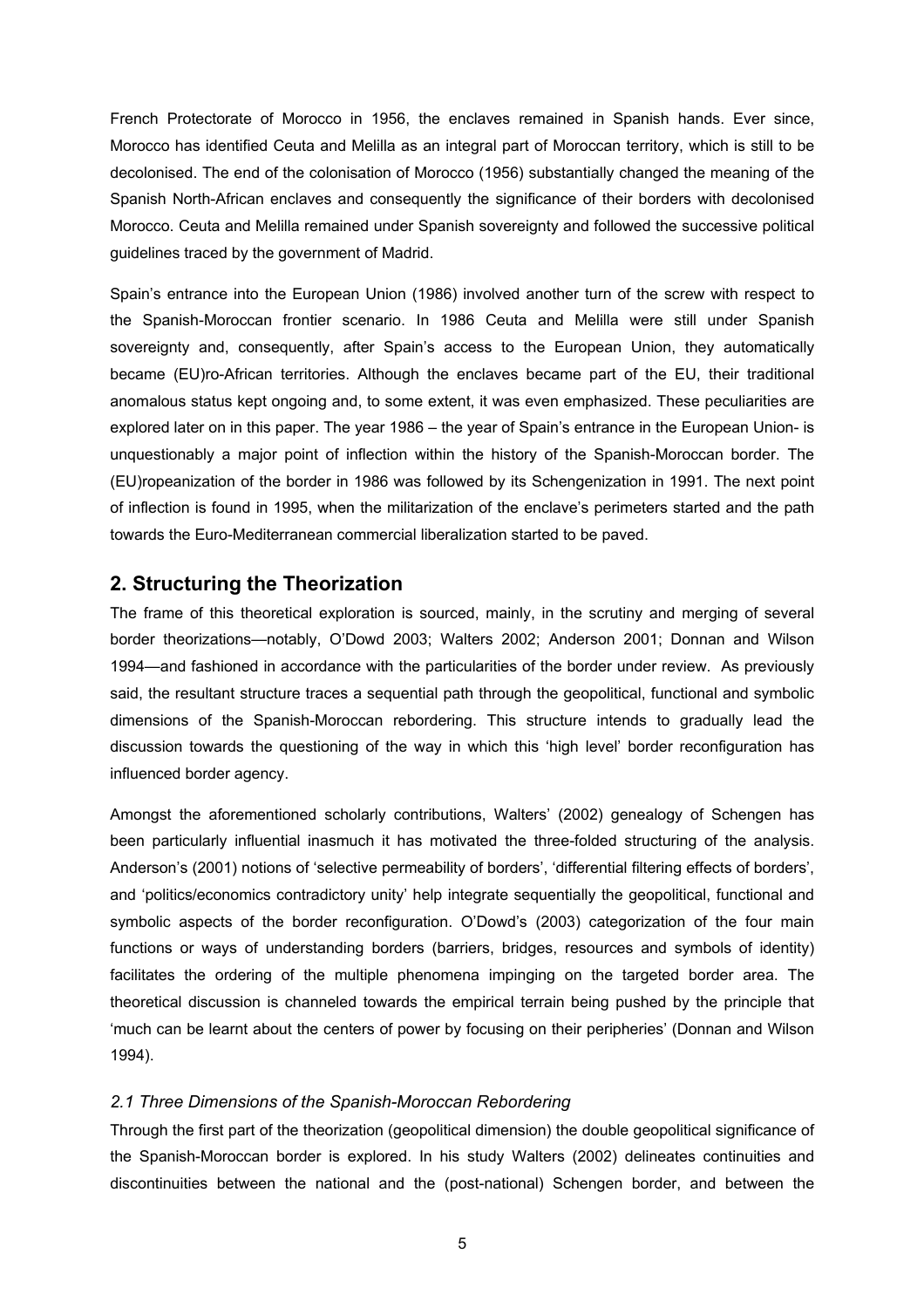French Protectorate of Morocco in 1956, the enclaves remained in Spanish hands. Ever since, Morocco has identified Ceuta and Melilla as an integral part of Moroccan territory, which is still to be decolonised. The end of the colonisation of Morocco (1956) substantially changed the meaning of the Spanish North-African enclaves and consequently the significance of their borders with decolonised Morocco. Ceuta and Melilla remained under Spanish sovereignty and followed the successive political guidelines traced by the government of Madrid.

Spain's entrance into the European Union (1986) involved another turn of the screw with respect to the Spanish-Moroccan frontier scenario. In 1986 Ceuta and Melilla were still under Spanish sovereignty and, consequently, after Spain's access to the European Union, they automatically became (EU)ro-African territories. Although the enclaves became part of the EU, their traditional anomalous status kept ongoing and, to some extent, it was even emphasized. These peculiarities are explored later on in this paper. The year 1986 – the year of Spain's entrance in the European Union- is unquestionably a major point of inflection within the history of the Spanish-Moroccan border. The (EU)ropeanization of the border in 1986 was followed by its Schengenization in 1991. The next point of inflection is found in 1995, when the militarization of the enclave's perimeters started and the path towards the Euro-Mediterranean commercial liberalization started to be paved.

## 2. Structuring the Theorization

The frame of this theoretical exploration is sourced, mainly, in the scrutiny and merging of several border theorizations—notably, O'Dowd 2003; Walters 2002; Anderson 2001; Donnan and Wilson 1994—and fashioned in accordance with the particularities of the border under review. As previously said, the resultant structure traces a sequential path through the geopolitical, functional and symbolic dimensions of the Spanish-Moroccan rebordering. This structure intends to gradually lead the discussion towards the questioning of the way in which this 'high level' border reconfiguration has influenced border agency.

Amongst the aforementioned scholarly contributions, Walters' (2002) genealogy of Schengen has been particularly influential inasmuch it has motivated the three-folded structuring of the analysis. Anderson's (2001) notions of 'selective permeability of borders', 'differential filtering effects of borders', and 'politics/economics contradictory unity' help integrate sequentially the geopolitical, functional and symbolic aspects of the border reconfiguration. O'Dowd's (2003) categorization of the four main functions or ways of understanding borders (barriers, bridges, resources and symbols of identity) facilitates the ordering of the multiple phenomena impinging on the targeted border area. The theoretical discussion is channeled towards the empirical terrain being pushed by the principle that 'much can be learnt about the centers of power by focusing on their peripheries' (Donnan and Wilson 1994).

### *2.1 Three Dimensions of the Spanish-Moroccan Rebordering*

Through the first part of the theorization (geopolitical dimension) the double geopolitical significance of the Spanish-Moroccan border is explored. In his study Walters (2002) delineates continuities and discontinuities between the national and the (post-national) Schengen border, and between the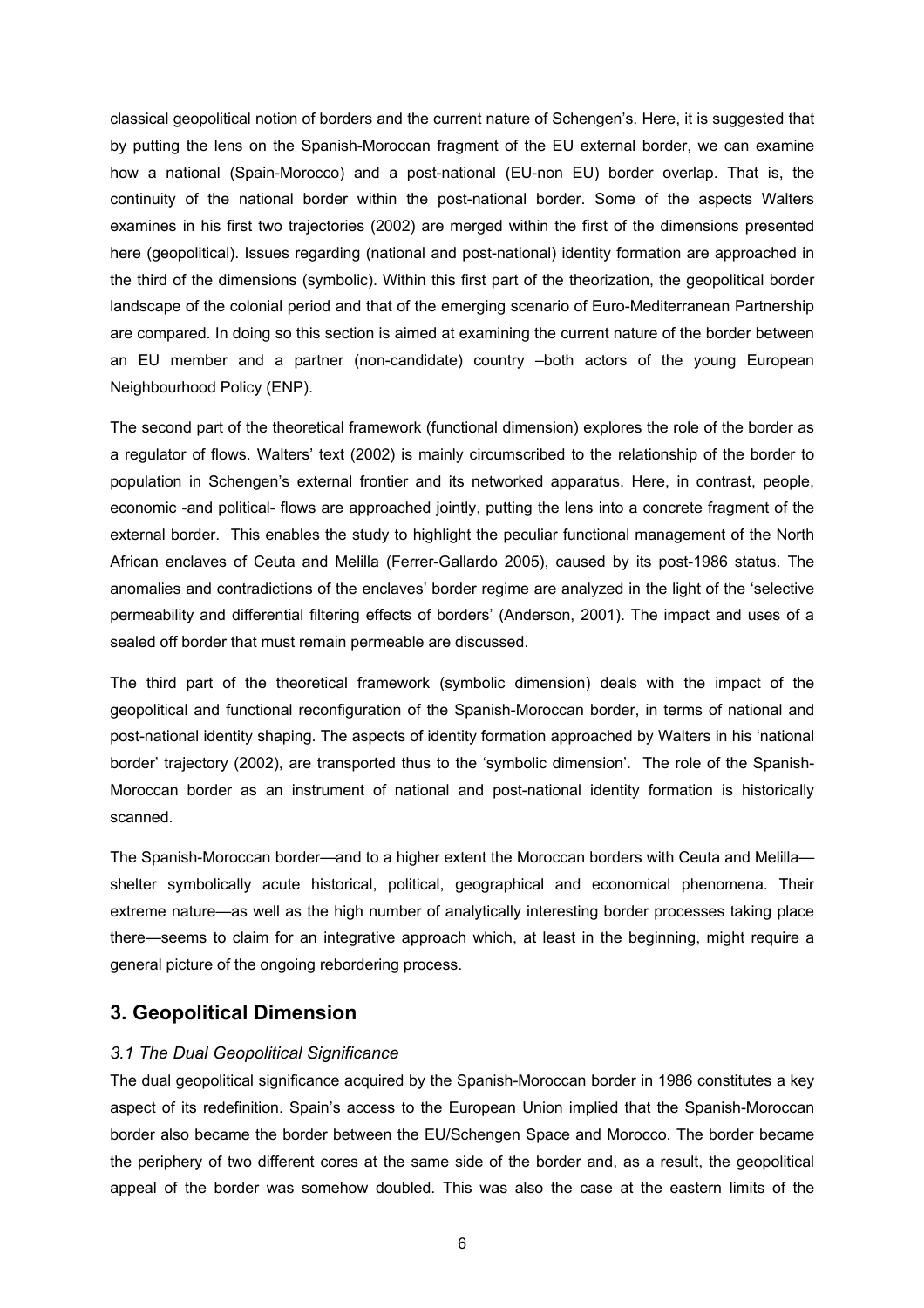classical geopolitical notion of borders and the current nature of Schengen's. Here, it is suggested that by putting the lens on the Spanish-Moroccan fragment of the EU external border, we can examine how a national (Spain-Morocco) and a post-national (EU-non EU) border overlap. That is, the continuity of the national border within the post-national border. Some of the aspects Walters examines in his first two trajectories (2002) are merged within the first of the dimensions presented here (geopolitical). Issues regarding (national and post-national) identity formation are approached in the third of the dimensions (symbolic). Within this first part of the theorization, the geopolitical border landscape of the colonial period and that of the emerging scenario of Euro-Mediterranean Partnership are compared. In doing so this section is aimed at examining the current nature of the border between an EU member and a partner (non-candidate) country –both actors of the young European Neighbourhood Policy (ENP).

The second part of the theoretical framework (functional dimension) explores the role of the border as a regulator of flows. Walters' text (2002) is mainly circumscribed to the relationship of the border to population in Schengen's external frontier and its networked apparatus. Here, in contrast, people, economic -and political- flows are approached jointly, putting the lens into a concrete fragment of the external border. This enables the study to highlight the peculiar functional management of the North African enclaves of Ceuta and Melilla (Ferrer-Gallardo 2005), caused by its post-1986 status. The anomalies and contradictions of the enclaves' border regime are analyzed in the light of the 'selective permeability and differential filtering effects of borders' (Anderson, 2001). The impact and uses of a sealed off border that must remain permeable are discussed.

The third part of the theoretical framework (symbolic dimension) deals with the impact of the geopolitical and functional reconfiguration of the Spanish-Moroccan border, in terms of national and post-national identity shaping. The aspects of identity formation approached by Walters in his 'national border' trajectory (2002), are transported thus to the 'symbolic dimension'. The role of the Spanish-Moroccan border as an instrument of national and post-national identity formation is historically scanned.

The Spanish-Moroccan border—and to a higher extent the Moroccan borders with Ceuta and Melilla—shelter symbolically acute historical, political, geographical and economical phenomena. Their extreme nature—as well as the high number of analytically interesting border processes taking place there—seems to claim for an integrative approach which, at least in the beginning, might require a general picture of the ongoing rebordering process.

## 3. Geopolitical Dimension

### *3.1 The Dual Geopolitical Significance*

The dual geopolitical significance acquired by the Spanish-Moroccan border in 1986 constitutes a key aspect of its redefinition. Spain's access to the European Union implied that the Spanish-Moroccan border also became the border between the EU/Schengen Space and Morocco. The border became the periphery of two different cores at the same side of the border and, as a result, the geopolitical appeal of the border was somehow doubled. This was also the case at the eastern limits of the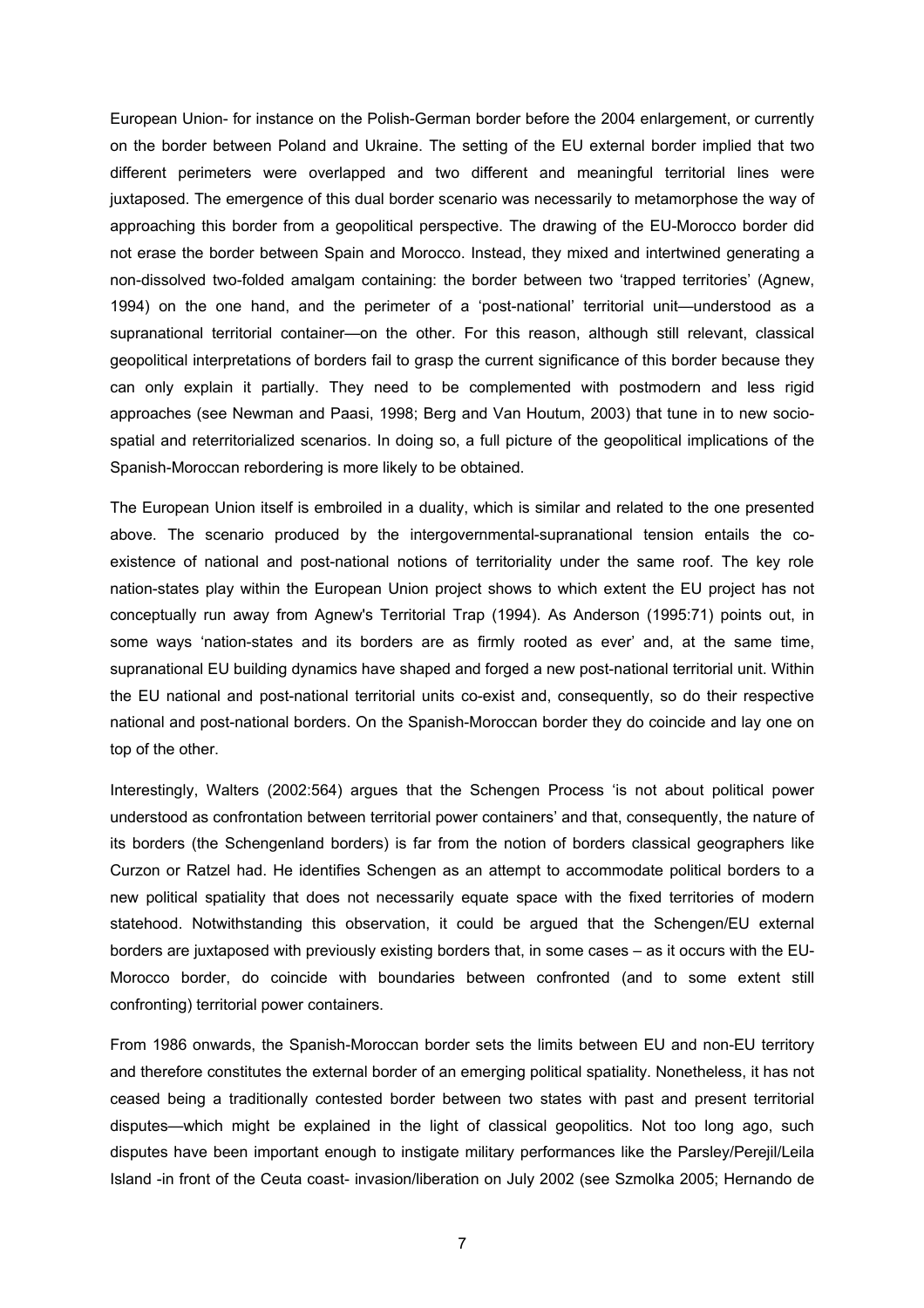European Union- for instance on the Polish-German border before the 2004 enlargement, or currently on the border between Poland and Ukraine. The setting of the EU external border implied that two different perimeters were overlapped and two different and meaningful territorial lines were juxtaposed. The emergence of this dual border scenario was necessarily to metamorphose the way of approaching this border from a geopolitical perspective. The drawing of the EU-Morocco border did not erase the border between Spain and Morocco. Instead, they mixed and intertwined generating a non-dissolved two-folded amalgam containing: the border between two 'trapped territories' (Agnew, 1994) on the one hand, and the perimeter of a 'post-national' territorial unit—understood as a supranational territorial container—on the other. For this reason, although still relevant, classical geopolitical interpretations of borders fail to grasp the current significance of this border because they can only explain it partially. They need to be complemented with postmodern and less rigid approaches (see Newman and Paasi, 1998; Berg and Van Houtum, 2003) that tune in to new socio-spatial and reterritorialized scenarios. In doing so, a full picture of the geopolitical implications of the Spanish-Moroccan rebordering is more likely to be obtained.

The European Union itself is embroiled in a duality, which is similar and related to the one presented above. The scenario produced by the intergovernmental-supranational tension entails the co-existence of national and post-national notions of territoriality under the same roof. The key role nation-states play within the European Union project shows to which extent the EU project has not conceptually run away from Agnew's Territorial Trap (1994). As Anderson (1995:71) points out, in some ways 'nation-states and its borders are as firmly rooted as ever' and, at the same time, supranational EU building dynamics have shaped and forged a new post-national territorial unit. Within the EU national and post-national territorial units co-exist and, consequently, so do their respective national and post-national borders. On the Spanish-Moroccan border they do coincide and lay one on top of the other.

Interestingly, Walters (2002:564) argues that the Schengen Process 'is not about political power understood as confrontation between territorial power containers' and that, consequently, the nature of its borders (the Schengenland borders) is far from the notion of borders classical geographers like Curzon or Ratzel had. He identifies Schengen as an attempt to accommodate political borders to a new political spatiality that does not necessarily equate space with the fixed territories of modern statehood. Notwithstanding this observation, it could be argued that the Schengen/EU external borders are juxtaposed with previously existing borders that, in some cases – as it occurs with the EU-Morocco border, do coincide with boundaries between confronted (and to some extent still confronting) territorial power containers.

From 1986 onwards, the Spanish-Moroccan border sets the limits between EU and non-EU territory and therefore constitutes the external border of an emerging political spatiality. Nonetheless, it has not ceased being a traditionally contested border between two states with past and present territorial disputes—which might be explained in the light of classical geopolitics. Not too long ago, such disputes have been important enough to instigate military performances like the Parsley/Perejil/Leila Island -in front of the Ceuta coast- invasion/liberation on July 2002 (see Szmolka 2005; Hernando de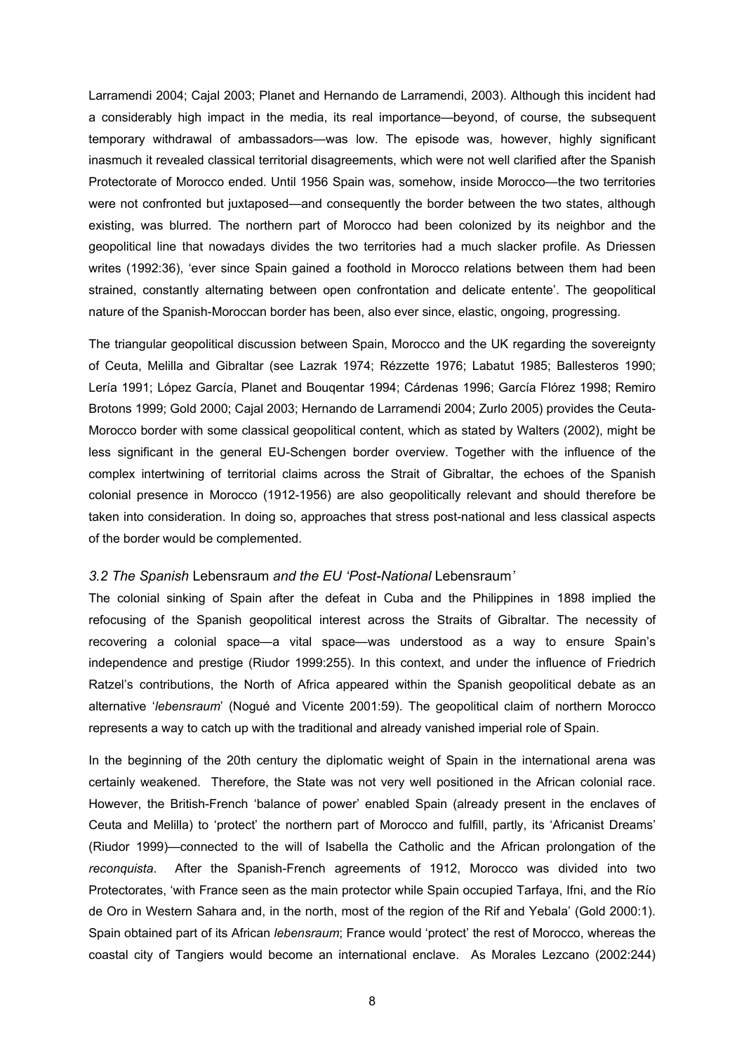Larramendi 2004; Cajal 2003; Planet and Hernando de Larramendi, 2003). Although this incident had a considerably high impact in the media, its real importance—beyond, of course, the subsequent temporary withdrawal of ambassadors—was low. The episode was, however, highly significant inasmuch it revealed classical territorial disagreements, which were not well clarified after the Spanish Protectorate of Morocco ended. Until 1956 Spain was, somehow, inside Morocco—the two territories were not confronted but juxtaposed—and consequently the border between the two states, although existing, was blurred. The northern part of Morocco had been colonized by its neighbor and the geopolitical line that nowadays divides the two territories had a much slacker profile. As Driessen writes (1992:36), 'ever since Spain gained a foothold in Morocco relations between them had been strained, constantly alternating between open confrontation and delicate entente'. The geopolitical nature of the Spanish-Moroccan border has been, also ever since, elastic, ongoing, progressing.

The triangular geopolitical discussion between Spain, Morocco and the UK regarding the sovereignty of Ceuta, Melilla and Gibraltar (see Lazrak 1974; Rézzette 1976; Labatut 1985; Ballesteros 1990; Lería 1991; López García, Planet and Bouqentar 1994; Cárdenas 1996; García Flórez 1998; Remiro Brotons 1999; Gold 2000; Cajal 2003; Hernando de Larramendi 2004; Zurlo 2005) provides the Ceuta-Morocco border with some classical geopolitical content, which as stated by Walters (2002), might be less significant in the general EU-Schengen border overview. Together with the influence of the complex intertwining of territorial claims across the Strait of Gibraltar, the echoes of the Spanish colonial presence in Morocco (1912-1956) are also geopolitically relevant and should therefore be taken into consideration. In doing so, approaches that stress post-national and less classical aspects of the border would be complemented.

### *3.2 The Spanish* Lebensraum *and the EU 'Post-National* Lebensraum*'*

The colonial sinking of Spain after the defeat in Cuba and the Philippines in 1898 implied the refocusing of the Spanish geopolitical interest across the Straits of Gibraltar. The necessity of recovering a colonial space—a vital space—was understood as a way to ensure Spain's independence and prestige (Riudor 1999:255). In this context, and under the influence of Friedrich Ratzel's contributions, the North of Africa appeared within the Spanish geopolitical debate as an alternative '*lebensraum*' (Nogué and Vicente 2001:59). The geopolitical claim of northern Morocco represents a way to catch up with the traditional and already vanished imperial role of Spain.

In the beginning of the 20th century the diplomatic weight of Spain in the international arena was certainly weakened. Therefore, the State was not very well positioned in the African colonial race. However, the British-French 'balance of power' enabled Spain (already present in the enclaves of Ceuta and Melilla) to 'protect' the northern part of Morocco and fulfill, partly, its 'Africanist Dreams' (Riudor 1999)—connected to the will of Isabella the Catholic and the African prolongation of the *reconquista*. After the Spanish-French agreements of 1912, Morocco was divided into two Protectorates, 'with France seen as the main protector while Spain occupied Tarfaya, Ifni, and the Río de Oro in Western Sahara and, in the north, most of the region of the Rif and Yebala' (Gold 2000:1). Spain obtained part of its African *lebensraum*; France would 'protect' the rest of Morocco, whereas the coastal city of Tangiers would become an international enclave. As Morales Lezcano (2002:244)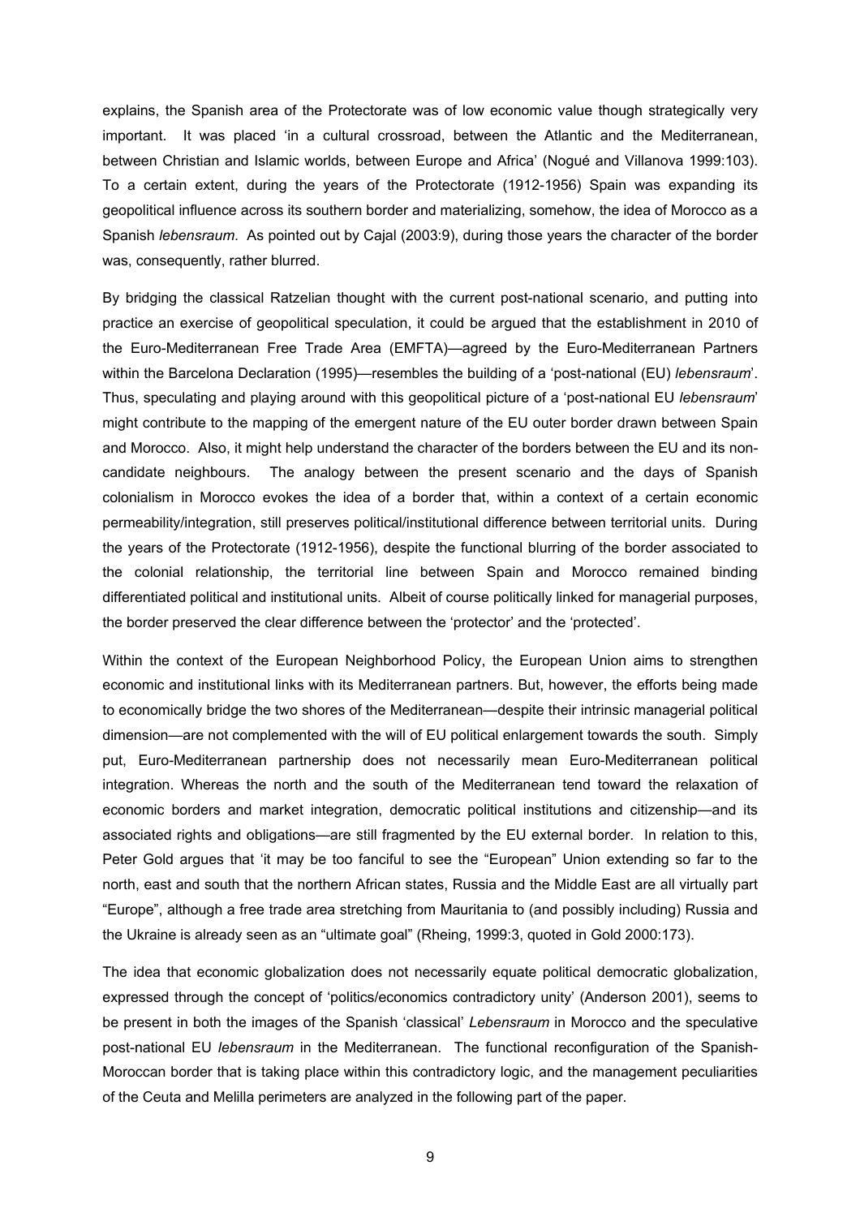explains, the Spanish area of the Protectorate was of low economic value though strategically very important. It was placed 'in a cultural crossroad, between the Atlantic and the Mediterranean, between Christian and Islamic worlds, between Europe and Africa' (Nogué and Villanova 1999:103). To a certain extent, during the years of the Protectorate (1912-1956) Spain was expanding its geopolitical influence across its southern border and materializing, somehow, the idea of Morocco as a Spanish *lebensraum*. As pointed out by Cajal (2003:9), during those years the character of the border was, consequently, rather blurred.

By bridging the classical Ratzelian thought with the current post-national scenario, and putting into practice an exercise of geopolitical speculation, it could be argued that the establishment in 2010 of the Euro-Mediterranean Free Trade Area (EMFTA)—agreed by the Euro-Mediterranean Partners within the Barcelona Declaration (1995)—resembles the building of a 'post-national (EU) *lebensraum*'. Thus, speculating and playing around with this geopolitical picture of a 'post-national EU *lebensraum*' might contribute to the mapping of the emergent nature of the EU outer border drawn between Spain and Morocco. Also, it might help understand the character of the borders between the EU and its non-candidate neighbours. The analogy between the present scenario and the days of Spanish colonialism in Morocco evokes the idea of a border that, within a context of a certain economic permeability/integration, still preserves political/institutional difference between territorial units. During the years of the Protectorate (1912-1956), despite the functional blurring of the border associated to the colonial relationship, the territorial line between Spain and Morocco remained binding differentiated political and institutional units. Albeit of course politically linked for managerial purposes, the border preserved the clear difference between the 'protector' and the 'protected'.

Within the context of the European Neighborhood Policy, the European Union aims to strengthen economic and institutional links with its Mediterranean partners. But, however, the efforts being made to economically bridge the two shores of the Mediterranean—despite their intrinsic managerial political dimension—are not complemented with the will of EU political enlargement towards the south. Simply put, Euro-Mediterranean partnership does not necessarily mean Euro-Mediterranean political integration. Whereas the north and the south of the Mediterranean tend toward the relaxation of economic borders and market integration, democratic political institutions and citizenship—and its associated rights and obligations—are still fragmented by the EU external border. In relation to this, Peter Gold argues that 'it may be too fanciful to see the "European" Union extending so far to the north, east and south that the northern African states, Russia and the Middle East are all virtually part "Europe", although a free trade area stretching from Mauritania to (and possibly including) Russia and the Ukraine is already seen as an "ultimate goal" (Rheing, 1999:3, quoted in Gold 2000:173).

The idea that economic globalization does not necessarily equate political democratic globalization, expressed through the concept of 'politics/economics contradictory unity' (Anderson 2001), seems to be present in both the images of the Spanish 'classical' *Lebensraum* in Morocco and the speculative post-national EU *lebensraum* in the Mediterranean. The functional reconfiguration of the Spanish-Moroccan border that is taking place within this contradictory logic, and the management peculiarities of the Ceuta and Melilla perimeters are analyzed in the following part of the paper.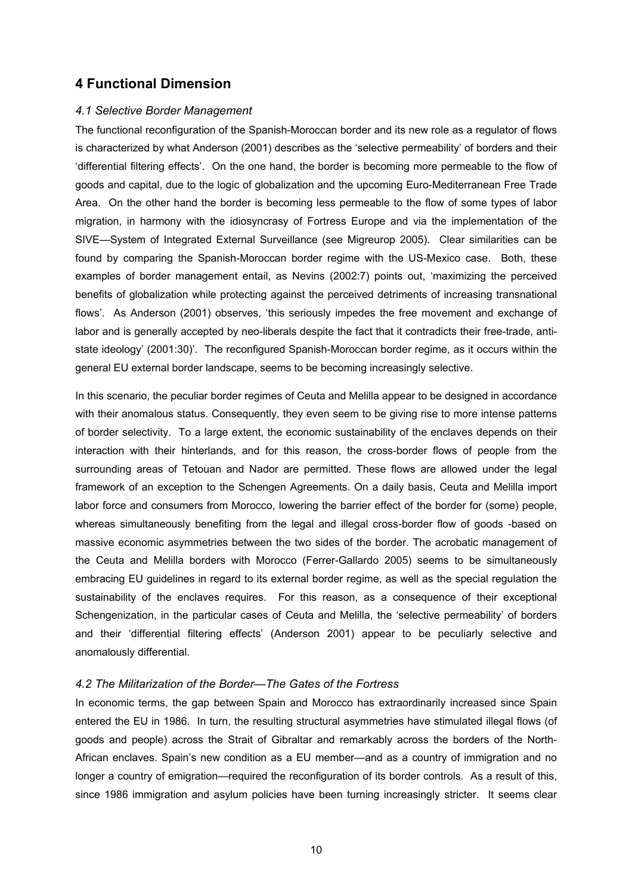## 4 Functional Dimension

### *4.1 Selective Border Management*

The functional reconfiguration of the Spanish-Moroccan border and its new role as a regulator of flows is characterized by what Anderson (2001) describes as the 'selective permeability' of borders and their 'differential filtering effects'. On the one hand, the border is becoming more permeable to the flow of goods and capital, due to the logic of globalization and the upcoming Euro-Mediterranean Free Trade Area. On the other hand the border is becoming less permeable to the flow of some types of labor migration, in harmony with the idiosyncrasy of Fortress Europe and via the implementation of the SIVE—System of Integrated External Surveillance (see Migreurop 2005). Clear similarities can be found by comparing the Spanish-Moroccan border regime with the US-Mexico case. Both, these examples of border management entail, as Nevins (2002:7) points out, 'maximizing the perceived benefits of globalization while protecting against the perceived detriments of increasing transnational flows'. As Anderson (2001) observes, 'this seriously impedes the free movement and exchange of labor and is generally accepted by neo-liberals despite the fact that it contradicts their free-trade, anti-state ideology' (2001:30)'. The reconfigured Spanish-Moroccan border regime, as it occurs within the general EU external border landscape, seems to be becoming increasingly selective.

In this scenario, the peculiar border regimes of Ceuta and Melilla appear to be designed in accordance with their anomalous status. Consequently, they even seem to be giving rise to more intense patterns of border selectivity. To a large extent, the economic sustainability of the enclaves depends on their interaction with their hinterlands, and for this reason, the cross-border flows of people from the surrounding areas of Tetouan and Nador are permitted. These flows are allowed under the legal framework of an exception to the Schengen Agreements. On a daily basis, Ceuta and Melilla import labor force and consumers from Morocco, lowering the barrier effect of the border for (some) people, whereas simultaneously benefiting from the legal and illegal cross-border flow of goods -based on massive economic asymmetries between the two sides of the border. The acrobatic management of the Ceuta and Melilla borders with Morocco (Ferrer-Gallardo 2005) seems to be simultaneously embracing EU guidelines in regard to its external border regime, as well as the special regulation the sustainability of the enclaves requires. For this reason, as a consequence of their exceptional Schengenization, in the particular cases of Ceuta and Melilla, the 'selective permeability' of borders and their 'differential filtering effects' (Anderson 2001) appear to be peculiarly selective and anomalously differential.

### *4.2 The Militarization of the Border—The Gates of the Fortress*

In economic terms, the gap between Spain and Morocco has extraordinarily increased since Spain entered the EU in 1986. In turn, the resulting structural asymmetries have stimulated illegal flows (of goods and people) across the Strait of Gibraltar and remarkably across the borders of the North-African enclaves. Spain's new condition as a EU member—and as a country of immigration and no longer a country of emigration—required the reconfiguration of its border controls. As a result of this, since 1986 immigration and asylum policies have been turning increasingly stricter. It seems clear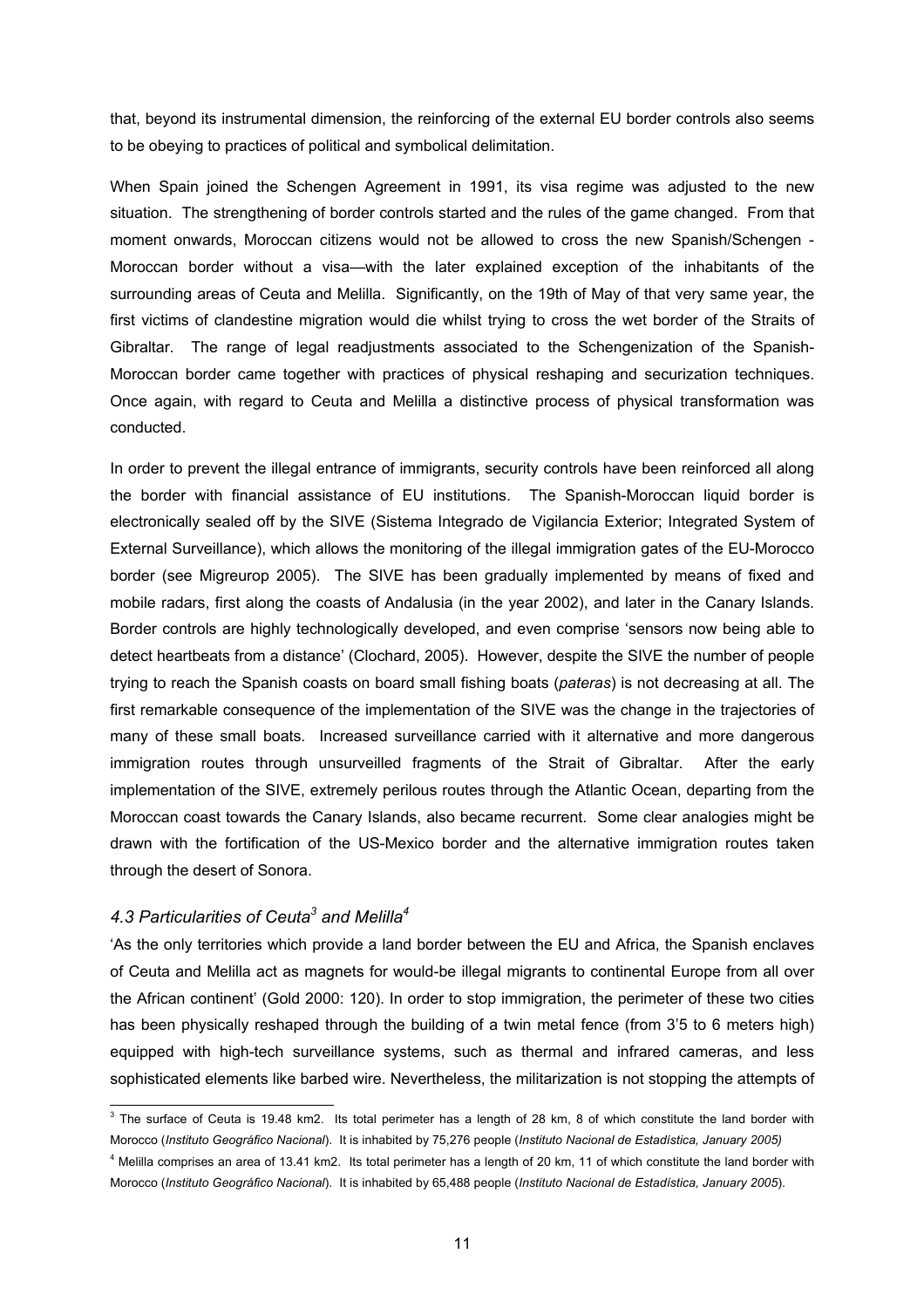that, beyond its instrumental dimension, the reinforcing of the external EU border controls also seems to be obeying to practices of political and symbolical delimitation.

When Spain joined the Schengen Agreement in 1991, its visa regime was adjusted to the new situation. The strengthening of border controls started and the rules of the game changed. From that moment onwards, Moroccan citizens would not be allowed to cross the new Spanish/Schengen - Moroccan border without a visa—with the later explained exception of the inhabitants of the surrounding areas of Ceuta and Melilla. Significantly, on the 19th of May of that very same year, the first victims of clandestine migration would die whilst trying to cross the wet border of the Straits of Gibraltar. The range of legal readjustments associated to the Schengenization of the Spanish-Moroccan border came together with practices of physical reshaping and securization techniques. Once again, with regard to Ceuta and Melilla a distinctive process of physical transformation was conducted.

In order to prevent the illegal entrance of immigrants, security controls have been reinforced all along the border with financial assistance of EU institutions. The Spanish-Moroccan liquid border is electronically sealed off by the SIVE (Sistema Integrado de Vigilancia Exterior; Integrated System of External Surveillance), which allows the monitoring of the illegal immigration gates of the EU-Morocco border (see Migreurop 2005). The SIVE has been gradually implemented by means of fixed and mobile radars, first along the coasts of Andalusia (in the year 2002), and later in the Canary Islands. Border controls are highly technologically developed, and even comprise 'sensors now being able to detect heartbeats from a distance' (Clochard, 2005). However, despite the SIVE the number of people trying to reach the Spanish coasts on board small fishing boats (*pateras*) is not decreasing at all. The first remarkable consequence of the implementation of the SIVE was the change in the trajectories of many of these small boats. Increased surveillance carried with it alternative and more dangerous immigration routes through unsurveilled fragments of the Strait of Gibraltar. After the early implementation of the SIVE, extremely perilous routes through the Atlantic Ocean, departing from the Moroccan coast towards the Canary Islands, also became recurrent. Some clear analogies might be drawn with the fortification of the US-Mexico border and the alternative immigration routes taken through the desert of Sonora.

### *4.3 Particularities of Ceuta[3] and Melilla[4]*

'As the only territories which provide a land border between the EU and Africa, the Spanish enclaves of Ceuta and Melilla act as magnets for would-be illegal migrants to continental Europe from all over the African continent' (Gold 2000: 120). In order to stop immigration, the perimeter of these two cities has been physically reshaped through the building of a twin metal fence (from 3'5 to 6 meters high) equipped with high-tech surveillance systems, such as thermal and infrared cameras, and less sophisticated elements like barbed wire. Nevertheless, the militarization is not stopping the attempts of

---

[3] The surface of Ceuta is 19.48 km2. Its total perimeter has a length of 28 km, 8 of which constitute the land border with Morocco (*Instituto Geográfico Nacional*). It is inhabited by 75,276 people (*Instituto Nacional de Estadística, January 2005)*

[4] Melilla comprises an area of 13.41 km2. Its total perimeter has a length of 20 km, 11 of which constitute the land border with Morocco (*Instituto Geográfico Nacional*). It is inhabited by 65,488 people (*Instituto Nacional de Estadística, January 2005*).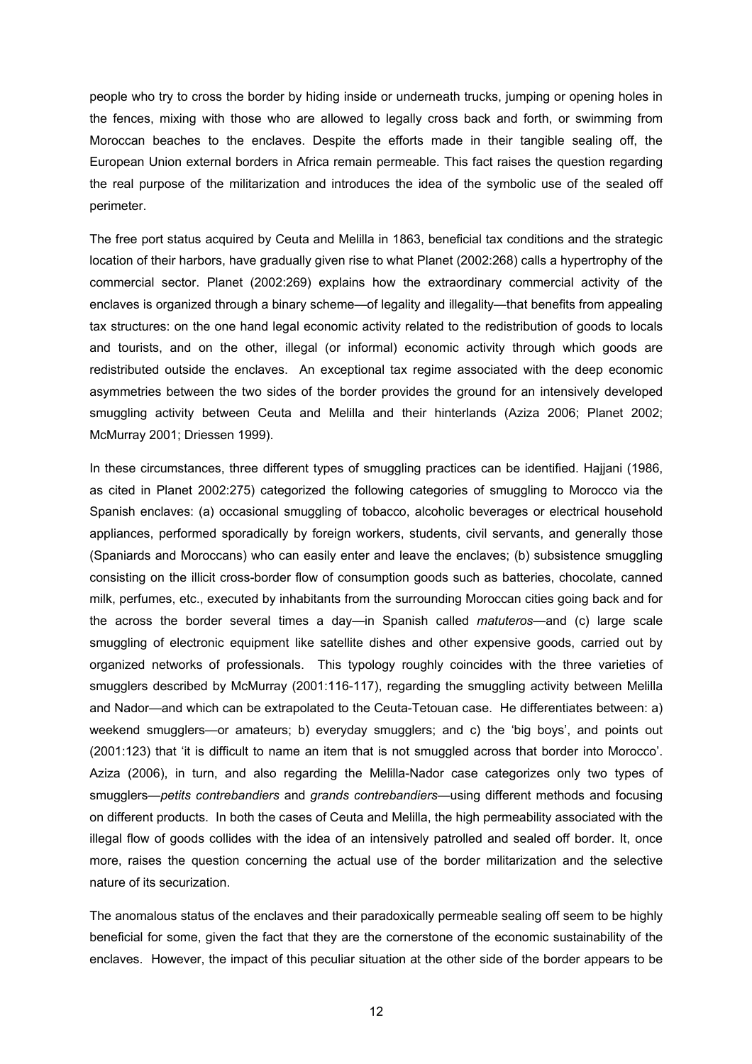people who try to cross the border by hiding inside or underneath trucks, jumping or opening holes in the fences, mixing with those who are allowed to legally cross back and forth, or swimming from Moroccan beaches to the enclaves. Despite the efforts made in their tangible sealing off, the European Union external borders in Africa remain permeable. This fact raises the question regarding the real purpose of the militarization and introduces the idea of the symbolic use of the sealed off perimeter.

The free port status acquired by Ceuta and Melilla in 1863, beneficial tax conditions and the strategic location of their harbors, have gradually given rise to what Planet (2002:268) calls a hypertrophy of the commercial sector. Planet (2002:269) explains how the extraordinary commercial activity of the enclaves is organized through a binary scheme—of legality and illegality—that benefits from appealing tax structures: on the one hand legal economic activity related to the redistribution of goods to locals and tourists, and on the other, illegal (or informal) economic activity through which goods are redistributed outside the enclaves. An exceptional tax regime associated with the deep economic asymmetries between the two sides of the border provides the ground for an intensively developed smuggling activity between Ceuta and Melilla and their hinterlands (Aziza 2006; Planet 2002; McMurray 2001; Driessen 1999).

In these circumstances, three different types of smuggling practices can be identified. Hajjani (1986, as cited in Planet 2002:275) categorized the following categories of smuggling to Morocco via the Spanish enclaves: (a) occasional smuggling of tobacco, alcoholic beverages or electrical household appliances, performed sporadically by foreign workers, students, civil servants, and generally those (Spaniards and Moroccans) who can easily enter and leave the enclaves; (b) subsistence smuggling consisting on the illicit cross-border flow of consumption goods such as batteries, chocolate, canned milk, perfumes, etc., executed by inhabitants from the surrounding Moroccan cities going back and for the across the border several times a day—in Spanish called *matuteros*—and (c) large scale smuggling of electronic equipment like satellite dishes and other expensive goods, carried out by organized networks of professionals. This typology roughly coincides with the three varieties of smugglers described by McMurray (2001:116-117), regarding the smuggling activity between Melilla and Nador—and which can be extrapolated to the Ceuta-Tetouan case. He differentiates between: a) weekend smugglers—or amateurs; b) everyday smugglers; and c) the 'big boys', and points out (2001:123) that 'it is difficult to name an item that is not smuggled across that border into Morocco'. Aziza (2006), in turn, and also regarding the Melilla-Nador case categorizes only two types of smugglers—*petits contrebandiers* and *grands contrebandiers*—using different methods and focusing on different products. In both the cases of Ceuta and Melilla, the high permeability associated with the illegal flow of goods collides with the idea of an intensively patrolled and sealed off border. It, once more, raises the question concerning the actual use of the border militarization and the selective nature of its securization.

The anomalous status of the enclaves and their paradoxically permeable sealing off seem to be highly beneficial for some, given the fact that they are the cornerstone of the economic sustainability of the enclaves. However, the impact of this peculiar situation at the other side of the border appears to be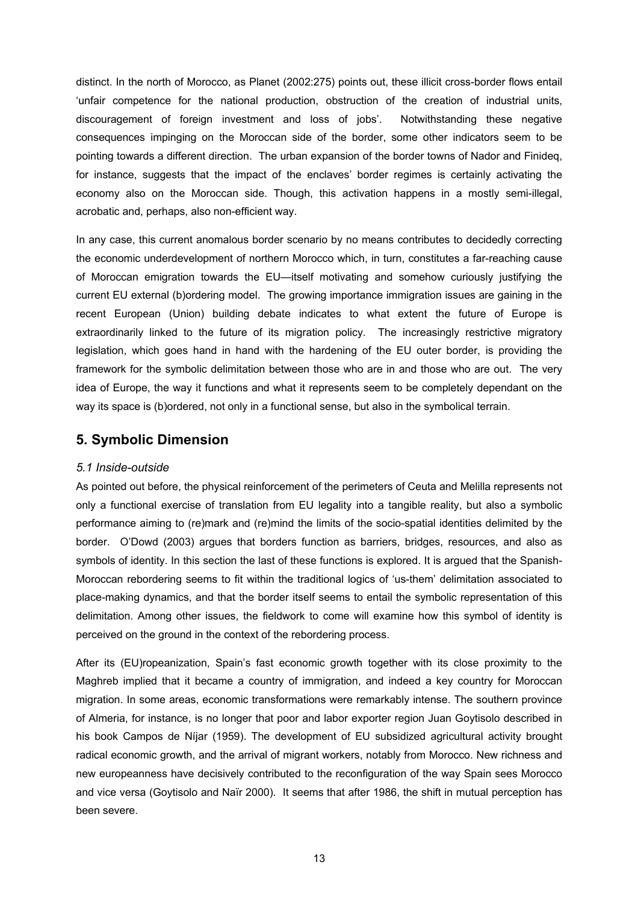distinct. In the north of Morocco, as Planet (2002:275) points out, these illicit cross-border flows entail 'unfair competence for the national production, obstruction of the creation of industrial units, discouragement of foreign investment and loss of jobs'. Notwithstanding these negative consequences impinging on the Moroccan side of the border, some other indicators seem to be pointing towards a different direction. The urban expansion of the border towns of Nador and Finideq, for instance, suggests that the impact of the enclaves' border regimes is certainly activating the economy also on the Moroccan side. Though, this activation happens in a mostly semi-illegal, acrobatic and, perhaps, also non-efficient way.

In any case, this current anomalous border scenario by no means contributes to decidedly correcting the economic underdevelopment of northern Morocco which, in turn, constitutes a far-reaching cause of Moroccan emigration towards the EU—itself motivating and somehow curiously justifying the current EU external (b)ordering model. The growing importance immigration issues are gaining in the recent European (Union) building debate indicates to what extent the future of Europe is extraordinarily linked to the future of its migration policy. The increasingly restrictive migratory legislation, which goes hand in hand with the hardening of the EU outer border, is providing the framework for the symbolic delimitation between those who are in and those who are out. The very idea of Europe, the way it functions and what it represents seem to be completely dependant on the way its space is (b)ordered, not only in a functional sense, but also in the symbolical terrain.

## 5. Symbolic Dimension

### *5.1 Inside-outside*

As pointed out before, the physical reinforcement of the perimeters of Ceuta and Melilla represents not only a functional exercise of translation from EU legality into a tangible reality, but also a symbolic performance aiming to (re)mark and (re)mind the limits of the socio-spatial identities delimited by the border. O'Dowd (2003) argues that borders function as barriers, bridges, resources, and also as symbols of identity. In this section the last of these functions is explored. It is argued that the Spanish-Moroccan rebordering seems to fit within the traditional logics of 'us-them' delimitation associated to place-making dynamics, and that the border itself seems to entail the symbolic representation of this delimitation. Among other issues, the fieldwork to come will examine how this symbol of identity is perceived on the ground in the context of the rebordering process.

After its (EU)ropeanization, Spain's fast economic growth together with its close proximity to the Maghreb implied that it became a country of immigration, and indeed a key country for Moroccan migration. In some areas, economic transformations were remarkably intense. The southern province of Almeria, for instance, is no longer that poor and labor exporter region Juan Goytisolo described in his book Campos de Níjar (1959). The development of EU subsidized agricultural activity brought radical economic growth, and the arrival of migrant workers, notably from Morocco. New richness and new europeanness have decisively contributed to the reconfiguration of the way Spain sees Morocco and vice versa (Goytisolo and Naïr 2000). It seems that after 1986, the shift in mutual perception has been severe.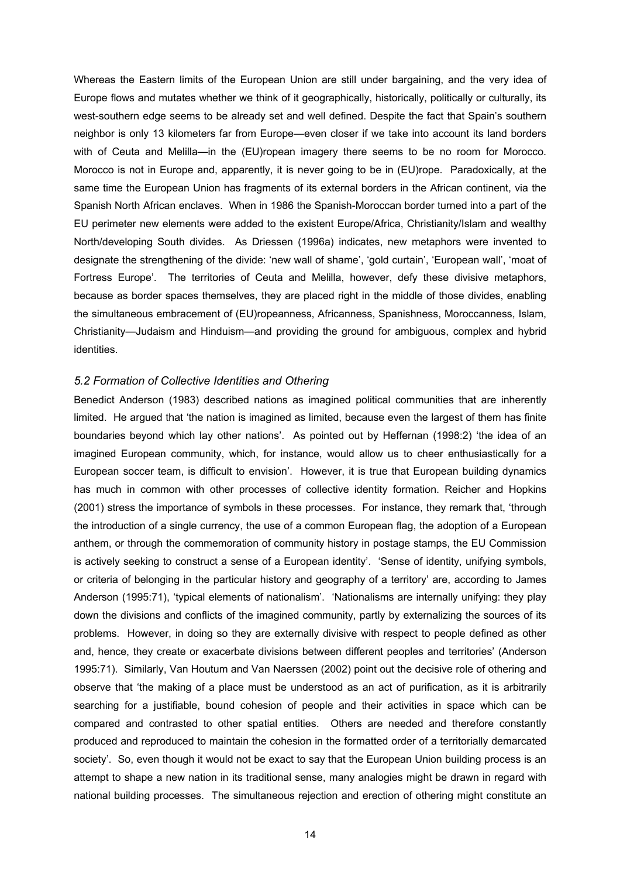Whereas the Eastern limits of the European Union are still under bargaining, and the very idea of Europe flows and mutates whether we think of it geographically, historically, politically or culturally, its west-southern edge seems to be already set and well defined. Despite the fact that Spain's southern neighbor is only 13 kilometers far from Europe—even closer if we take into account its land borders with of Ceuta and Melilla—in the (EU)ropean imagery there seems to be no room for Morocco. Morocco is not in Europe and, apparently, it is never going to be in (EU)rope. Paradoxically, at the same time the European Union has fragments of its external borders in the African continent, via the Spanish North African enclaves. When in 1986 the Spanish-Moroccan border turned into a part of the EU perimeter new elements were added to the existent Europe/Africa, Christianity/Islam and wealthy North/developing South divides. As Driessen (1996a) indicates, new metaphors were invented to designate the strengthening of the divide: 'new wall of shame', 'gold curtain', 'European wall', 'moat of Fortress Europe'. The territories of Ceuta and Melilla, however, defy these divisive metaphors, because as border spaces themselves, they are placed right in the middle of those divides, enabling the simultaneous embracement of (EU)ropeanness, Africanness, Spanishness, Moroccanness, Islam, Christianity—Judaism and Hinduism—and providing the ground for ambiguous, complex and hybrid identities.

### *5.2 Formation of Collective Identities and Othering*

Benedict Anderson (1983) described nations as imagined political communities that are inherently limited. He argued that 'the nation is imagined as limited, because even the largest of them has finite boundaries beyond which lay other nations'. As pointed out by Heffernan (1998:2) 'the idea of an imagined European community, which, for instance, would allow us to cheer enthusiastically for a European soccer team, is difficult to envision'. However, it is true that European building dynamics has much in common with other processes of collective identity formation. Reicher and Hopkins (2001) stress the importance of symbols in these processes. For instance, they remark that, 'through the introduction of a single currency, the use of a common European flag, the adoption of a European anthem, or through the commemoration of community history in postage stamps, the EU Commission is actively seeking to construct a sense of a European identity'. 'Sense of identity, unifying symbols, or criteria of belonging in the particular history and geography of a territory' are, according to James Anderson (1995:71), 'typical elements of nationalism'. 'Nationalisms are internally unifying: they play down the divisions and conflicts of the imagined community, partly by externalizing the sources of its problems. However, in doing so they are externally divisive with respect to people defined as other and, hence, they create or exacerbate divisions between different peoples and territories' (Anderson 1995:71). Similarly, Van Houtum and Van Naerssen (2002) point out the decisive role of othering and observe that 'the making of a place must be understood as an act of purification, as it is arbitrarily searching for a justifiable, bound cohesion of people and their activities in space which can be compared and contrasted to other spatial entities. Others are needed and therefore constantly produced and reproduced to maintain the cohesion in the formatted order of a territorially demarcated society'. So, even though it would not be exact to say that the European Union building process is an attempt to shape a new nation in its traditional sense, many analogies might be drawn in regard with national building processes. The simultaneous rejection and erection of othering might constitute an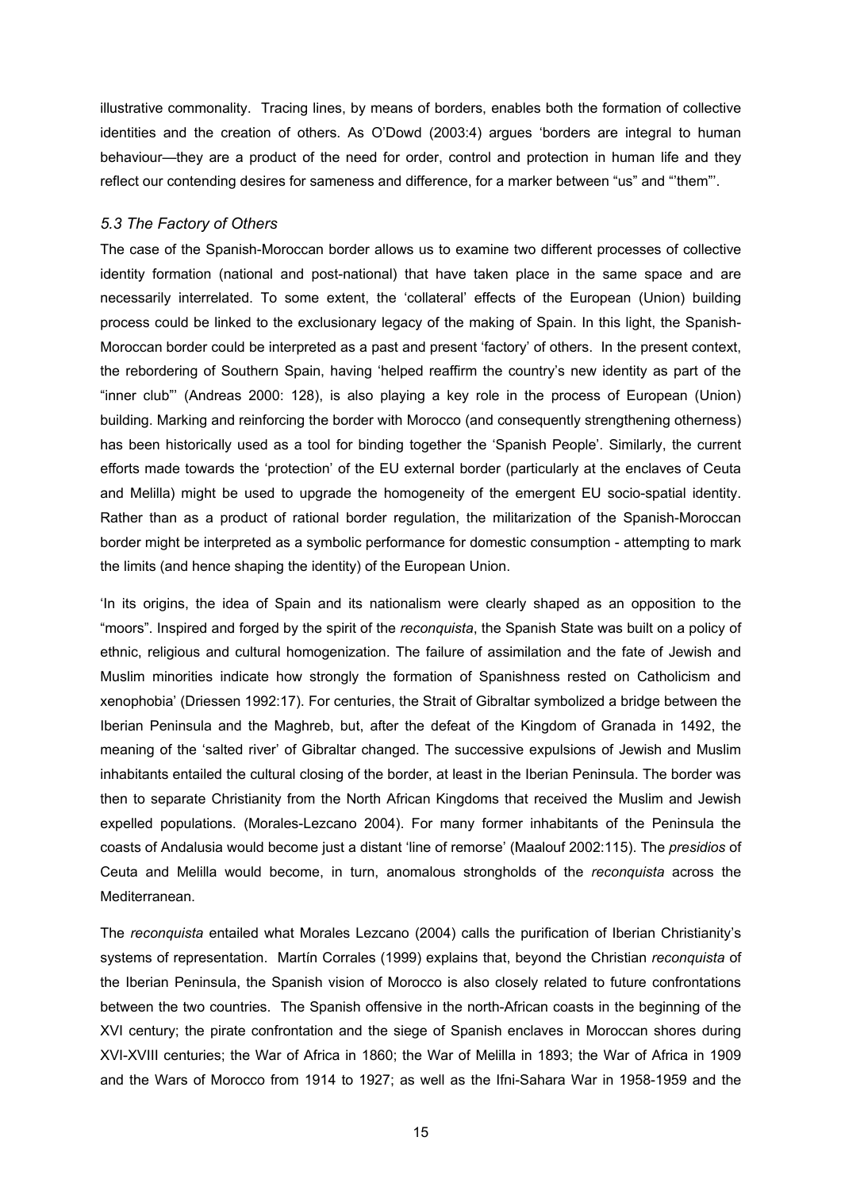illustrative commonality. Tracing lines, by means of borders, enables both the formation of collective identities and the creation of others. As O'Dowd (2003:4) argues 'borders are integral to human behaviour—they are a product of the need for order, control and protection in human life and they reflect our contending desires for sameness and difference, for a marker between "us" and "'them"'.

### *5.3 The Factory of Others*

The case of the Spanish-Moroccan border allows us to examine two different processes of collective identity formation (national and post-national) that have taken place in the same space and are necessarily interrelated. To some extent, the 'collateral' effects of the European (Union) building process could be linked to the exclusionary legacy of the making of Spain. In this light, the Spanish-Moroccan border could be interpreted as a past and present 'factory' of others. In the present context, the rebordering of Southern Spain, having 'helped reaffirm the country's new identity as part of the "inner club"' (Andreas 2000: 128), is also playing a key role in the process of European (Union) building. Marking and reinforcing the border with Morocco (and consequently strengthening otherness) has been historically used as a tool for binding together the 'Spanish People'. Similarly, the current efforts made towards the 'protection' of the EU external border (particularly at the enclaves of Ceuta and Melilla) might be used to upgrade the homogeneity of the emergent EU socio-spatial identity. Rather than as a product of rational border regulation, the militarization of the Spanish-Moroccan border might be interpreted as a symbolic performance for domestic consumption - attempting to mark the limits (and hence shaping the identity) of the European Union.

'In its origins, the idea of Spain and its nationalism were clearly shaped as an opposition to the "moors". Inspired and forged by the spirit of the *reconquista*, the Spanish State was built on a policy of ethnic, religious and cultural homogenization. The failure of assimilation and the fate of Jewish and Muslim minorities indicate how strongly the formation of Spanishness rested on Catholicism and xenophobia' (Driessen 1992:17). For centuries, the Strait of Gibraltar symbolized a bridge between the Iberian Peninsula and the Maghreb, but, after the defeat of the Kingdom of Granada in 1492, the meaning of the 'salted river' of Gibraltar changed. The successive expulsions of Jewish and Muslim inhabitants entailed the cultural closing of the border, at least in the Iberian Peninsula. The border was then to separate Christianity from the North African Kingdoms that received the Muslim and Jewish expelled populations. (Morales-Lezcano 2004). For many former inhabitants of the Peninsula the coasts of Andalusia would become just a distant 'line of remorse' (Maalouf 2002:115). The *presidios* of Ceuta and Melilla would become, in turn, anomalous strongholds of the *reconquista* across the Mediterranean.

The *reconquista* entailed what Morales Lezcano (2004) calls the purification of Iberian Christianity's systems of representation. Martín Corrales (1999) explains that, beyond the Christian *reconquista* of the Iberian Peninsula, the Spanish vision of Morocco is also closely related to future confrontations between the two countries. The Spanish offensive in the north-African coasts in the beginning of the XVI century; the pirate confrontation and the siege of Spanish enclaves in Moroccan shores during XVI-XVIII centuries; the War of Africa in 1860; the War of Melilla in 1893; the War of Africa in 1909 and the Wars of Morocco from 1914 to 1927; as well as the Ifni-Sahara War in 1958-1959 and the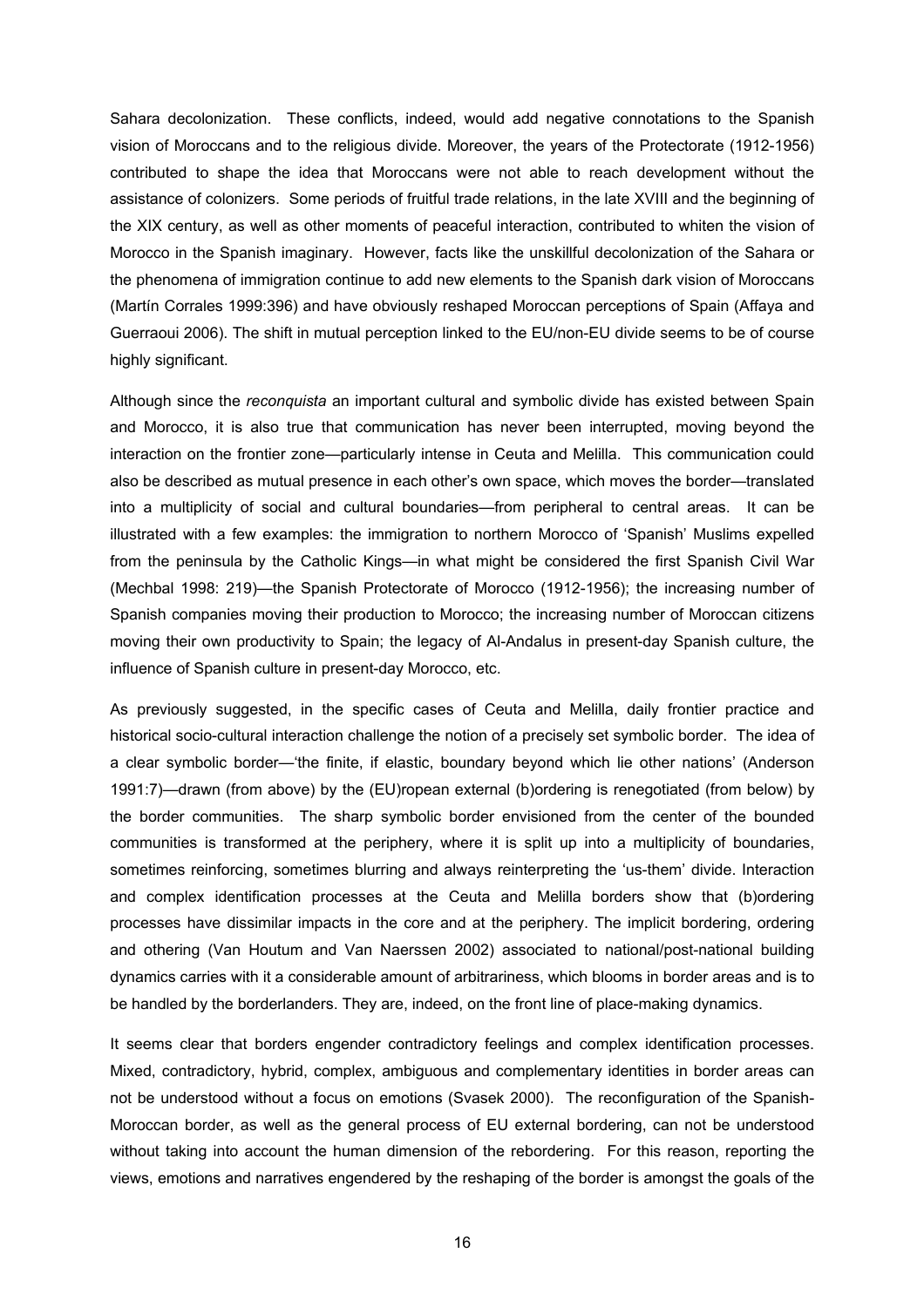Sahara decolonization. These conflicts, indeed, would add negative connotations to the Spanish vision of Moroccans and to the religious divide. Moreover, the years of the Protectorate (1912-1956) contributed to shape the idea that Moroccans were not able to reach development without the assistance of colonizers. Some periods of fruitful trade relations, in the late XVIII and the beginning of the XIX century, as well as other moments of peaceful interaction, contributed to whiten the vision of Morocco in the Spanish imaginary. However, facts like the unskillful decolonization of the Sahara or the phenomena of immigration continue to add new elements to the Spanish dark vision of Moroccans (Martín Corrales 1999:396) and have obviously reshaped Moroccan perceptions of Spain (Affaya and Guerraoui 2006). The shift in mutual perception linked to the EU/non-EU divide seems to be of course highly significant.

Although since the *reconquista* an important cultural and symbolic divide has existed between Spain and Morocco, it is also true that communication has never been interrupted, moving beyond the interaction on the frontier zone—particularly intense in Ceuta and Melilla. This communication could also be described as mutual presence in each other's own space, which moves the border—translated into a multiplicity of social and cultural boundaries—from peripheral to central areas. It can be illustrated with a few examples: the immigration to northern Morocco of 'Spanish' Muslims expelled from the peninsula by the Catholic Kings—in what might be considered the first Spanish Civil War (Mechbal 1998: 219)—the Spanish Protectorate of Morocco (1912-1956); the increasing number of Spanish companies moving their production to Morocco; the increasing number of Moroccan citizens moving their own productivity to Spain; the legacy of Al-Andalus in present-day Spanish culture, the influence of Spanish culture in present-day Morocco, etc.

As previously suggested, in the specific cases of Ceuta and Melilla, daily frontier practice and historical socio-cultural interaction challenge the notion of a precisely set symbolic border. The idea of a clear symbolic border—'the finite, if elastic, boundary beyond which lie other nations' (Anderson 1991:7)—drawn (from above) by the (EU)ropean external (b)ordering is renegotiated (from below) by the border communities. The sharp symbolic border envisioned from the center of the bounded communities is transformed at the periphery, where it is split up into a multiplicity of boundaries, sometimes reinforcing, sometimes blurring and always reinterpreting the 'us-them' divide. Interaction and complex identification processes at the Ceuta and Melilla borders show that (b)ordering processes have dissimilar impacts in the core and at the periphery. The implicit bordering, ordering and othering (Van Houtum and Van Naerssen 2002) associated to national/post-national building dynamics carries with it a considerable amount of arbitrariness, which blooms in border areas and is to be handled by the borderlanders. They are, indeed, on the front line of place-making dynamics.

It seems clear that borders engender contradictory feelings and complex identification processes. Mixed, contradictory, hybrid, complex, ambiguous and complementary identities in border areas can not be understood without a focus on emotions (Svasek 2000). The reconfiguration of the Spanish-Moroccan border, as well as the general process of EU external bordering, can not be understood without taking into account the human dimension of the rebordering. For this reason, reporting the views, emotions and narratives engendered by the reshaping of the border is amongst the goals of the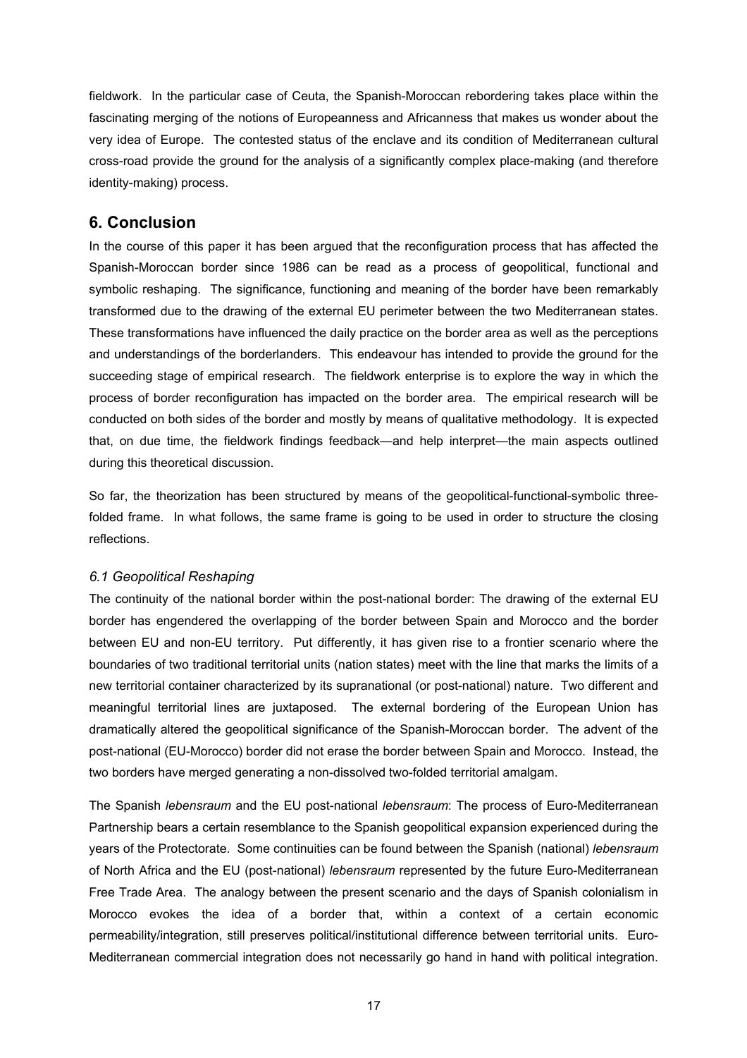fieldwork. In the particular case of Ceuta, the Spanish-Moroccan rebordering takes place within the fascinating merging of the notions of Europeanness and Africanness that makes us wonder about the very idea of Europe. The contested status of the enclave and its condition of Mediterranean cultural cross-road provide the ground for the analysis of a significantly complex place-making (and therefore identity-making) process.

## 6. Conclusion

In the course of this paper it has been argued that the reconfiguration process that has affected the Spanish-Moroccan border since 1986 can be read as a process of geopolitical, functional and symbolic reshaping. The significance, functioning and meaning of the border have been remarkably transformed due to the drawing of the external EU perimeter between the two Mediterranean states. These transformations have influenced the daily practice on the border area as well as the perceptions and understandings of the borderlanders. This endeavour has intended to provide the ground for the succeeding stage of empirical research. The fieldwork enterprise is to explore the way in which the process of border reconfiguration has impacted on the border area. The empirical research will be conducted on both sides of the border and mostly by means of qualitative methodology. It is expected that, on due time, the fieldwork findings feedback—and help interpret—the main aspects outlined during this theoretical discussion.

So far, the theorization has been structured by means of the geopolitical-functional-symbolic three-folded frame. In what follows, the same frame is going to be used in order to structure the closing reflections.

### *6.1 Geopolitical Reshaping*

The continuity of the national border within the post-national border: The drawing of the external EU border has engendered the overlapping of the border between Spain and Morocco and the border between EU and non-EU territory. Put differently, it has given rise to a frontier scenario where the boundaries of two traditional territorial units (nation states) meet with the line that marks the limits of a new territorial container characterized by its supranational (or post-national) nature. Two different and meaningful territorial lines are juxtaposed. The external bordering of the European Union has dramatically altered the geopolitical significance of the Spanish-Moroccan border. The advent of the post-national (EU-Morocco) border did not erase the border between Spain and Morocco. Instead, the two borders have merged generating a non-dissolved two-folded territorial amalgam.

The Spanish *lebensraum* and the EU post-national *lebensraum*: The process of Euro-Mediterranean Partnership bears a certain resemblance to the Spanish geopolitical expansion experienced during the years of the Protectorate. Some continuities can be found between the Spanish (national) *lebensraum* of North Africa and the EU (post-national) *lebensraum* represented by the future Euro-Mediterranean Free Trade Area. The analogy between the present scenario and the days of Spanish colonialism in Morocco evokes the idea of a border that, within a context of a certain economic permeability/integration, still preserves political/institutional difference between territorial units. Euro-Mediterranean commercial integration does not necessarily go hand in hand with political integration.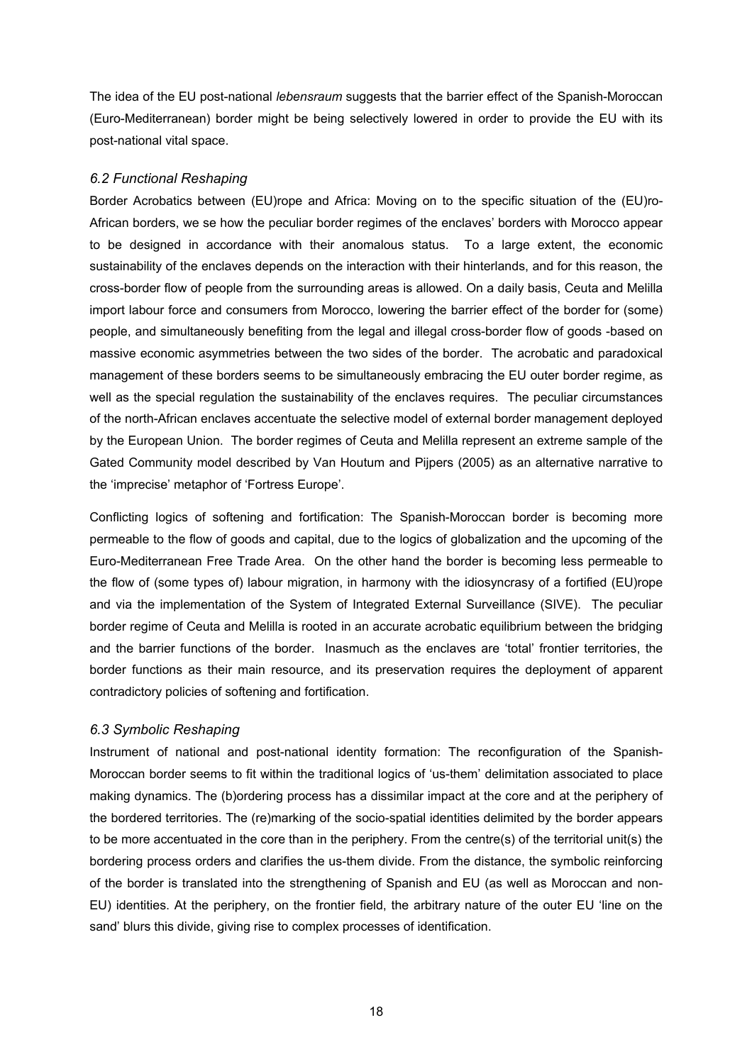The idea of the EU post-national *lebensraum* suggests that the barrier effect of the Spanish-Moroccan (Euro-Mediterranean) border might be being selectively lowered in order to provide the EU with its post-national vital space.

### *6.2 Functional Reshaping*

Border Acrobatics between (EU)rope and Africa: Moving on to the specific situation of the (EU)ro-African borders, we se how the peculiar border regimes of the enclaves' borders with Morocco appear to be designed in accordance with their anomalous status. To a large extent, the economic sustainability of the enclaves depends on the interaction with their hinterlands, and for this reason, the cross-border flow of people from the surrounding areas is allowed. On a daily basis, Ceuta and Melilla import labour force and consumers from Morocco, lowering the barrier effect of the border for (some) people, and simultaneously benefiting from the legal and illegal cross-border flow of goods -based on massive economic asymmetries between the two sides of the border. The acrobatic and paradoxical management of these borders seems to be simultaneously embracing the EU outer border regime, as well as the special regulation the sustainability of the enclaves requires. The peculiar circumstances of the north-African enclaves accentuate the selective model of external border management deployed by the European Union. The border regimes of Ceuta and Melilla represent an extreme sample of the Gated Community model described by Van Houtum and Pijpers (2005) as an alternative narrative to the 'imprecise' metaphor of 'Fortress Europe'.

Conflicting logics of softening and fortification: The Spanish-Moroccan border is becoming more permeable to the flow of goods and capital, due to the logics of globalization and the upcoming of the Euro-Mediterranean Free Trade Area. On the other hand the border is becoming less permeable to the flow of (some types of) labour migration, in harmony with the idiosyncrasy of a fortified (EU)rope and via the implementation of the System of Integrated External Surveillance (SIVE). The peculiar border regime of Ceuta and Melilla is rooted in an accurate acrobatic equilibrium between the bridging and the barrier functions of the border. Inasmuch as the enclaves are 'total' frontier territories, the border functions as their main resource, and its preservation requires the deployment of apparent contradictory policies of softening and fortification.

### *6.3 Symbolic Reshaping*

Instrument of national and post-national identity formation: The reconfiguration of the Spanish-Moroccan border seems to fit within the traditional logics of 'us-them' delimitation associated to place making dynamics. The (b)ordering process has a dissimilar impact at the core and at the periphery of the bordered territories. The (re)marking of the socio-spatial identities delimited by the border appears to be more accentuated in the core than in the periphery. From the centre(s) of the territorial unit(s) the bordering process orders and clarifies the us-them divide. From the distance, the symbolic reinforcing of the border is translated into the strengthening of Spanish and EU (as well as Moroccan and non-EU) identities. At the periphery, on the frontier field, the arbitrary nature of the outer EU 'line on the sand' blurs this divide, giving rise to complex processes of identification.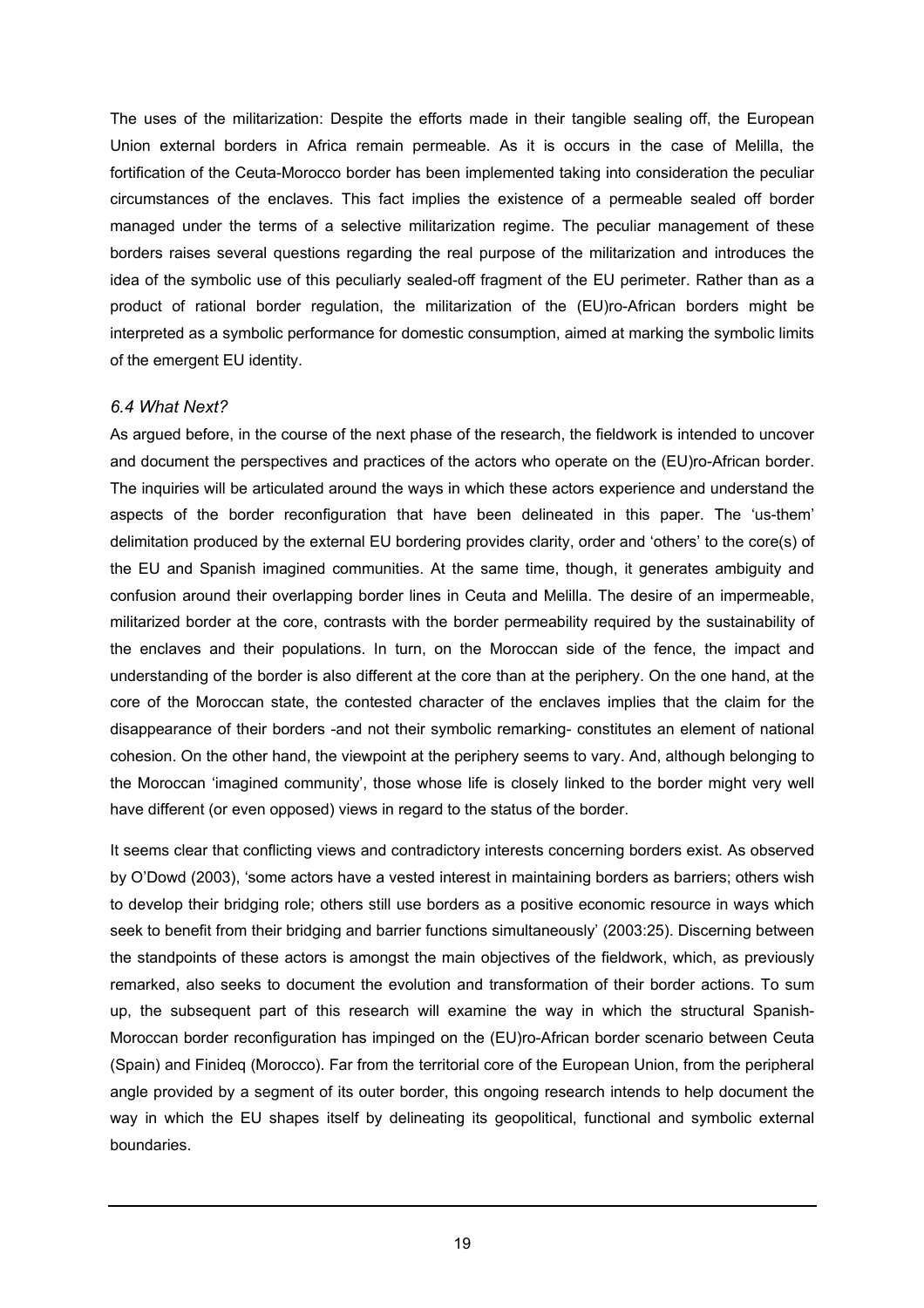The uses of the militarization: Despite the efforts made in their tangible sealing off, the European Union external borders in Africa remain permeable. As it is occurs in the case of Melilla, the fortification of the Ceuta-Morocco border has been implemented taking into consideration the peculiar circumstances of the enclaves. This fact implies the existence of a permeable sealed off border managed under the terms of a selective militarization regime. The peculiar management of these borders raises several questions regarding the real purpose of the militarization and introduces the idea of the symbolic use of this peculiarly sealed-off fragment of the EU perimeter. Rather than as a product of rational border regulation, the militarization of the (EU)ro-African borders might be interpreted as a symbolic performance for domestic consumption, aimed at marking the symbolic limits of the emergent EU identity.

### *6.4 What Next?*

As argued before, in the course of the next phase of the research, the fieldwork is intended to uncover and document the perspectives and practices of the actors who operate on the (EU)ro-African border. The inquiries will be articulated around the ways in which these actors experience and understand the aspects of the border reconfiguration that have been delineated in this paper. The 'us-them' delimitation produced by the external EU bordering provides clarity, order and 'others' to the core(s) of the EU and Spanish imagined communities. At the same time, though, it generates ambiguity and confusion around their overlapping border lines in Ceuta and Melilla. The desire of an impermeable, militarized border at the core, contrasts with the border permeability required by the sustainability of the enclaves and their populations. In turn, on the Moroccan side of the fence, the impact and understanding of the border is also different at the core than at the periphery. On the one hand, at the core of the Moroccan state, the contested character of the enclaves implies that the claim for the disappearance of their borders -and not their symbolic remarking- constitutes an element of national cohesion. On the other hand, the viewpoint at the periphery seems to vary. And, although belonging to the Moroccan 'imagined community', those whose life is closely linked to the border might very well have different (or even opposed) views in regard to the status of the border.

It seems clear that conflicting views and contradictory interests concerning borders exist. As observed by O'Dowd (2003), 'some actors have a vested interest in maintaining borders as barriers; others wish to develop their bridging role; others still use borders as a positive economic resource in ways which seek to benefit from their bridging and barrier functions simultaneously' (2003:25). Discerning between the standpoints of these actors is amongst the main objectives of the fieldwork, which, as previously remarked, also seeks to document the evolution and transformation of their border actions. To sum up, the subsequent part of this research will examine the way in which the structural Spanish-Moroccan border reconfiguration has impinged on the (EU)ro-African border scenario between Ceuta (Spain) and Finideq (Morocco). Far from the territorial core of the European Union, from the peripheral angle provided by a segment of its outer border, this ongoing research intends to help document the way in which the EU shapes itself by delineating its geopolitical, functional and symbolic external boundaries.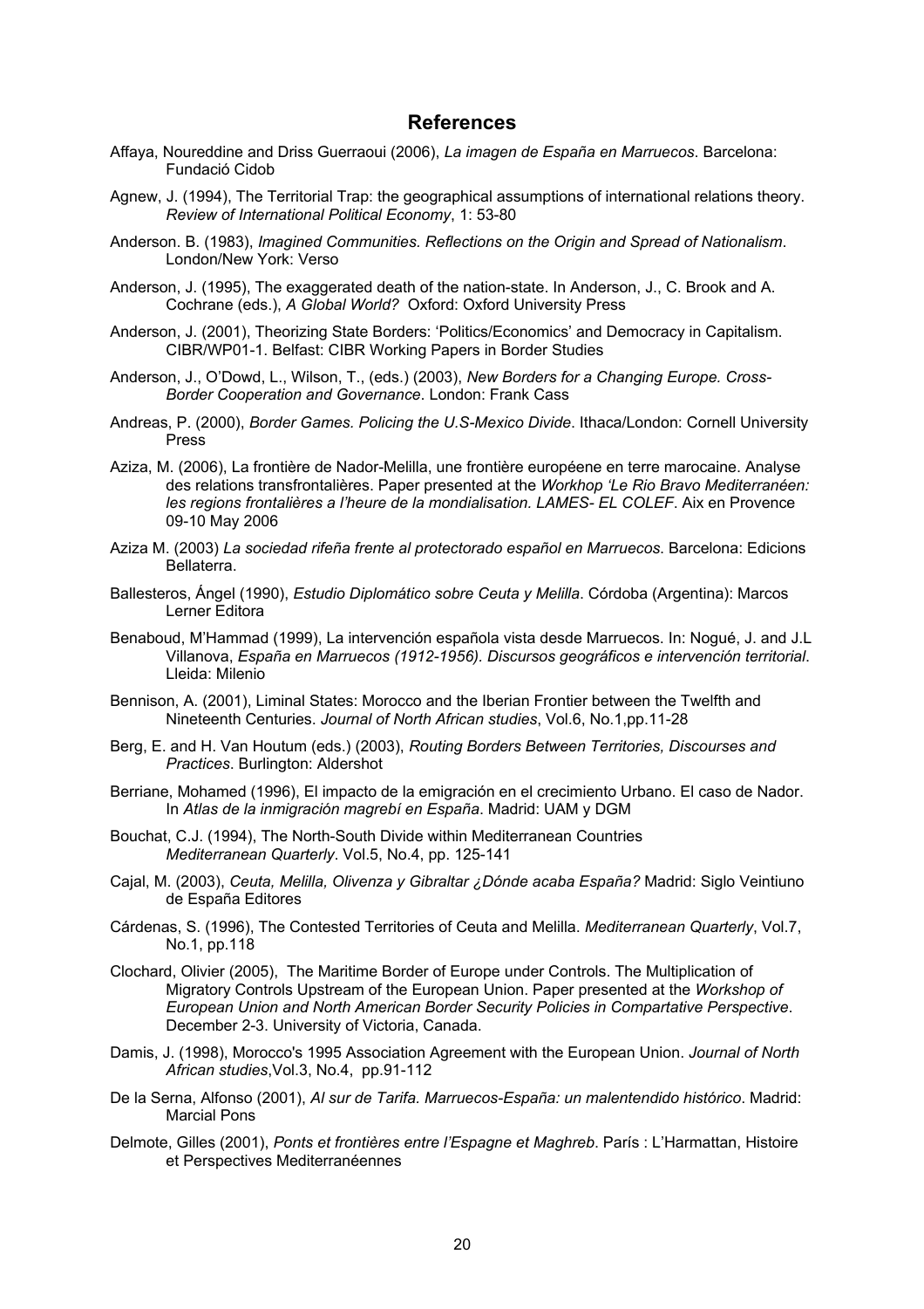## References

Affaya, Noureddine and Driss Guerraoui (2006), *La imagen de España en Marruecos*. Barcelona: Fundació Cidob

Agnew, J. (1994), The Territorial Trap: the geographical assumptions of international relations theory. *Review of International Political Economy*, 1: 53-80

Anderson. B. (1983), *Imagined Communities. Reflections on the Origin and Spread of Nationalism*. London/New York: Verso

Anderson, J. (1995), The exaggerated death of the nation-state. In Anderson, J., C. Brook and A. Cochrane (eds.), *A Global World?* Oxford: Oxford University Press

Anderson, J. (2001), Theorizing State Borders: 'Politics/Economics' and Democracy in Capitalism. CIBR/WP01-1. Belfast: CIBR Working Papers in Border Studies

Anderson, J., O'Dowd, L., Wilson, T., (eds.) (2003), *New Borders for a Changing Europe. Cross-Border Cooperation and Governance*. London: Frank Cass

Andreas, P. (2000), *Border Games. Policing the U.S-Mexico Divide*. Ithaca/London: Cornell University Press

Aziza, M. (2006), La frontière de Nador-Melilla, une frontière européene en terre marocaine. Analyse des relations transfrontalières. Paper presented at the *Workhop 'Le Rio Bravo Mediterranéen: les regions frontalières a l'heure de la mondialisation. LAMES- EL COLEF*. Aix en Provence 09-10 May 2006

Aziza M. (2003) *La sociedad rifeña frente al protectorado español en Marruecos*. Barcelona: Edicions Bellaterra.

Ballesteros, Ángel (1990), *Estudio Diplomático sobre Ceuta y Melilla*. Córdoba (Argentina): Marcos Lerner Editora

Benaboud, M'Hammad (1999), La intervención española vista desde Marruecos. In: Nogué, J. and J.L Villanova, *España en Marruecos (1912-1956). Discursos geográficos e intervención territorial*. Lleida: Milenio

Bennison, A. (2001), Liminal States: Morocco and the Iberian Frontier between the Twelfth and Nineteenth Centuries. *Journal of North African studies*, Vol.6, No.1,pp.11-28

Berg, E. and H. Van Houtum (eds.) (2003), *Routing Borders Between Territories, Discourses and Practices*. Burlington: Aldershot

Berriane, Mohamed (1996), El impacto de la emigración en el crecimiento Urbano. El caso de Nador. In *Atlas de la inmigración magrebí en España*. Madrid: UAM y DGM

Bouchat, C.J. (1994), The North-South Divide within Mediterranean Countries *Mediterranean Quarterly*. Vol.5, No.4, pp. 125-141

Cajal, M. (2003), *Ceuta, Melilla, Olivenza y Gibraltar ¿Dónde acaba España?* Madrid: Siglo Veintiuno de España Editores

Cárdenas, S. (1996), The Contested Territories of Ceuta and Melilla. *Mediterranean Quarterly*, Vol.7, No.1, pp.118

Clochard, Olivier (2005), The Maritime Border of Europe under Controls. The Multiplication of Migratory Controls Upstream of the European Union. Paper presented at the *Workshop of European Union and North American Border Security Policies in Compartative Perspective*. December 2-3. University of Victoria, Canada.

Damis, J. (1998), Morocco's 1995 Association Agreement with the European Union. *Journal of North African studies*,Vol.3, No.4, pp.91-112

De la Serna, Alfonso (2001), *Al sur de Tarifa. Marruecos-España: un malentendido histórico*. Madrid: Marcial Pons

Delmote, Gilles (2001), *Ponts et frontières entre l'Espagne et Maghreb*. París : L'Harmattan, Histoire et Perspectives Mediterranéennes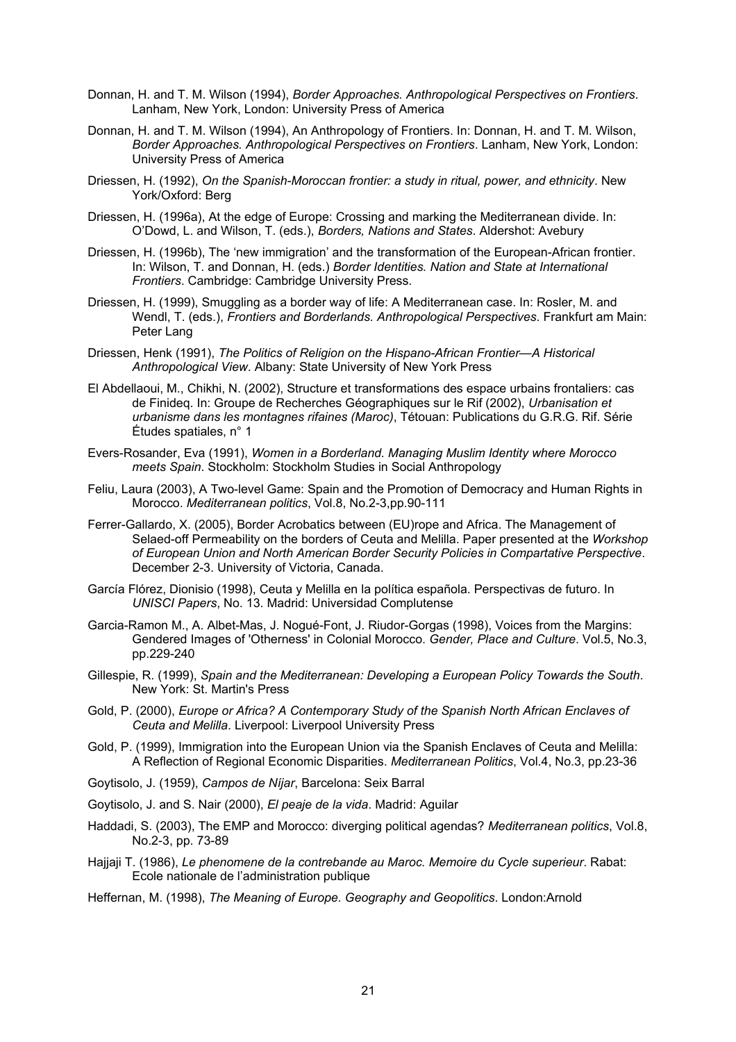Donnan, H. and T. M. Wilson (1994), *Border Approaches. Anthropological Perspectives on Frontiers*. Lanham, New York, London: University Press of America

Donnan, H. and T. M. Wilson (1994), An Anthropology of Frontiers. In: Donnan, H. and T. M. Wilson, *Border Approaches. Anthropological Perspectives on Frontiers*. Lanham, New York, London: University Press of America

Driessen, H. (1992), *On the Spanish-Moroccan frontier: a study in ritual, power, and ethnicity*. New York/Oxford: Berg

Driessen, H. (1996a), At the edge of Europe: Crossing and marking the Mediterranean divide. In: O'Dowd, L. and Wilson, T. (eds.), *Borders, Nations and States*. Aldershot: Avebury

Driessen, H. (1996b), The 'new immigration' and the transformation of the European-African frontier. In: Wilson, T. and Donnan, H. (eds.) *Border Identities. Nation and State at International Frontiers*. Cambridge: Cambridge University Press.

Driessen, H. (1999), Smuggling as a border way of life: A Mediterranean case. In: Rosler, M. and Wendl, T. (eds.), *Frontiers and Borderlands. Anthropological Perspectives*. Frankfurt am Main: Peter Lang

Driessen, Henk (1991), *The Politics of Religion on the Hispano-African Frontier—A Historical Anthropological View*. Albany: State University of New York Press

El Abdellaoui, M., Chikhi, N. (2002), Structure et transformations des espace urbains frontaliers: cas de Finideq. In: Groupe de Recherches Géographiques sur le Rif (2002), *Urbanisation et urbanisme dans les montagnes rifaines (Maroc)*, Tétouan: Publications du G.R.G. Rif. Série Études spatiales, n° 1

Evers-Rosander, Eva (1991), *Women in a Borderland. Managing Muslim Identity where Morocco meets Spain*. Stockholm: Stockholm Studies in Social Anthropology

Feliu, Laura (2003), A Two-level Game: Spain and the Promotion of Democracy and Human Rights in Morocco. *Mediterranean politics*, Vol.8, No.2-3,pp.90-111

Ferrer-Gallardo, X. (2005), Border Acrobatics between (EU)rope and Africa. The Management of Selaed-off Permeability on the borders of Ceuta and Melilla. Paper presented at the *Workshop of European Union and North American Border Security Policies in Compartative Perspective*. December 2-3. University of Victoria, Canada.

García Flórez, Dionisio (1998), Ceuta y Melilla en la política española. Perspectivas de futuro. In *UNISCI Papers*, No. 13. Madrid: Universidad Complutense

Garcia-Ramon M., A. Albet-Mas, J. Nogué-Font, J. Riudor-Gorgas (1998), Voices from the Margins: Gendered Images of 'Otherness' in Colonial Morocco. *Gender, Place and Culture*. Vol.5, No.3, pp.229-240

Gillespie, R. (1999), *Spain and the Mediterranean: Developing a European Policy Towards the South*. New York: St. Martin's Press

Gold, P. (2000), *Europe or Africa? A Contemporary Study of the Spanish North African Enclaves of Ceuta and Melilla*. Liverpool: Liverpool University Press

Gold, P. (1999), Immigration into the European Union via the Spanish Enclaves of Ceuta and Melilla: A Reflection of Regional Economic Disparities. *Mediterranean Politics*, Vol.4, No.3, pp.23-36

Goytisolo, J. (1959), *Campos de Níjar*, Barcelona: Seix Barral

Goytisolo, J. and S. Nair (2000), *El peaje de la vida*. Madrid: Aguilar

Haddadi, S. (2003), The EMP and Morocco: diverging political agendas? *Mediterranean politics*, Vol.8, No.2-3, pp. 73-89

Hajjaji T. (1986), *Le phenomene de la contrebande au Maroc. Memoire du Cycle superieur*. Rabat: Ecole nationale de l'administration publique

Heffernan, M. (1998), *The Meaning of Europe. Geography and Geopolitics*. London:Arnold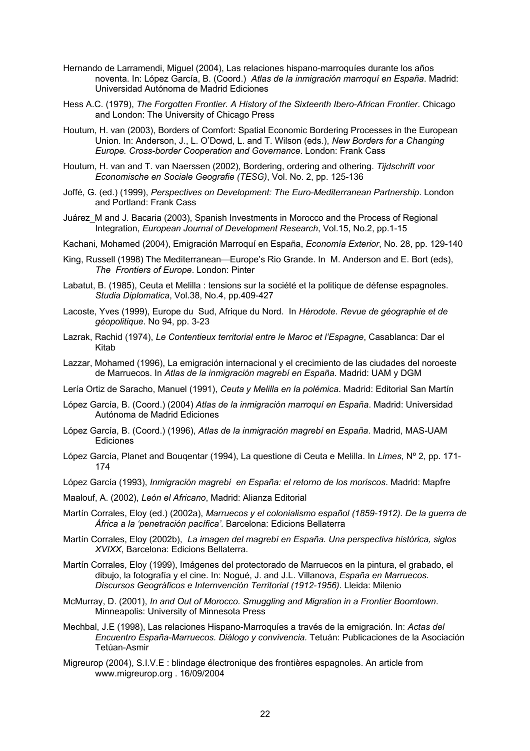Hernando de Larramendi, Miguel (2004), Las relaciones hispano-marroquíes durante los años noventa. In: López García, B. (Coord.) *Atlas de la inmigración marroquí en España*. Madrid: Universidad Autónoma de Madrid Ediciones

Hess A.C. (1979), *The Forgotten Frontier. A History of the Sixteenth Ibero-African Frontier*. Chicago and London: The University of Chicago Press

Houtum, H. van (2003), Borders of Comfort: Spatial Economic Bordering Processes in the European Union. In: Anderson, J., L. O'Dowd, L. and T. Wilson (eds.), *New Borders for a Changing Europe. Cross-border Cooperation and Governance*. London: Frank Cass

Houtum, H. van and T. van Naerssen (2002), Bordering, ordering and othering. *Tijdschrift voor Economische en Sociale Geografie (TESG)*, Vol. No. 2, pp. 125-136

Joffé, G. (ed.) (1999), *Perspectives on Development: The Euro-Mediterranean Partnership*. London and Portland: Frank Cass

Juárez_M and J. Bacaria (2003), Spanish Investments in Morocco and the Process of Regional Integration, *European Journal of Development Research*, Vol.15, No.2, pp.1-15

Kachani, Mohamed (2004), Emigración Marroquí en España, *Economía Exterior*, No. 28, pp. 129-140

King, Russell (1998) The Mediterranean—Europe's Rio Grande. In M. Anderson and E. Bort (eds), *The Frontiers of Europe*. London: Pinter

Labatut, B. (1985), Ceuta et Melilla : tensions sur la société et la politique de défense espagnoles. *Studia Diplomatica*, Vol.38, No.4, pp.409-427

Lacoste, Yves (1999), Europe du Sud, Afrique du Nord. In *Hérodote. Revue de géographie et de géopolitique*. No 94, pp. 3-23

Lazrak, Rachid (1974), *Le Contentieux territorial entre le Maroc et l'Espagne*, Casablanca: Dar el Kitab

Lazzar, Mohamed (1996), La emigración internacional y el crecimiento de las ciudades del noroeste de Marruecos. In *Atlas de la inmigración magrebí en España*. Madrid: UAM y DGM

Lería Ortiz de Saracho, Manuel (1991), *Ceuta y Melilla en la polémica*. Madrid: Editorial San Martín

López García, B. (Coord.) (2004) *Atlas de la inmigración marroquí en España*. Madrid: Universidad Autónoma de Madrid Ediciones

López García, B. (Coord.) (1996), *Atlas de la inmigración magrebí en España*. Madrid, MAS-UAM Ediciones

López García, Planet and Bouqentar (1994), La questione di Ceuta e Melilla. In *Limes*, Nº 2, pp. 171-174

López García (1993), *Inmigración magrebí en España: el retorno de los moriscos*. Madrid: Mapfre

Maalouf, A. (2002), *León el Africano*, Madrid: Alianza Editorial

Martín Corrales, Eloy (ed.) (2002a), *Marruecos y el colonialismo español (1859-1912). De la guerra de África a la 'penetración pacífica'*. Barcelona: Edicions Bellaterra

Martín Corrales, Eloy (2002b), *La imagen del magrebí en España. Una perspectiva histórica, siglos XVIXX*, Barcelona: Edicions Bellaterra.

Martín Corrales, Eloy (1999), Imágenes del protectorado de Marruecos en la pintura, el grabado, el dibujo, la fotografía y el cine. In: Nogué, J. and J.L. Villanova, *España en Marruecos. Discursos Geográficos e Internvención Territorial (1912-1956)*. Lleida: Milenio

McMurray, D. (2001), *In and Out of Morocco. Smuggling and Migration in a Frontier Boomtown*. Minneapolis: University of Minnesota Press

Mechbal, J.E (1998), Las relaciones Hispano-Marroquíes a través de la emigración. In: *Actas del Encuentro España-Marruecos. Diálogo y convivencia.* Tetuán: Publicaciones de la Asociación Tetúan-Asmir

Migreurop (2004), S.I.V.E : blindage électronique des frontières espagnoles. An article from www.migreurop.org . 16/09/2004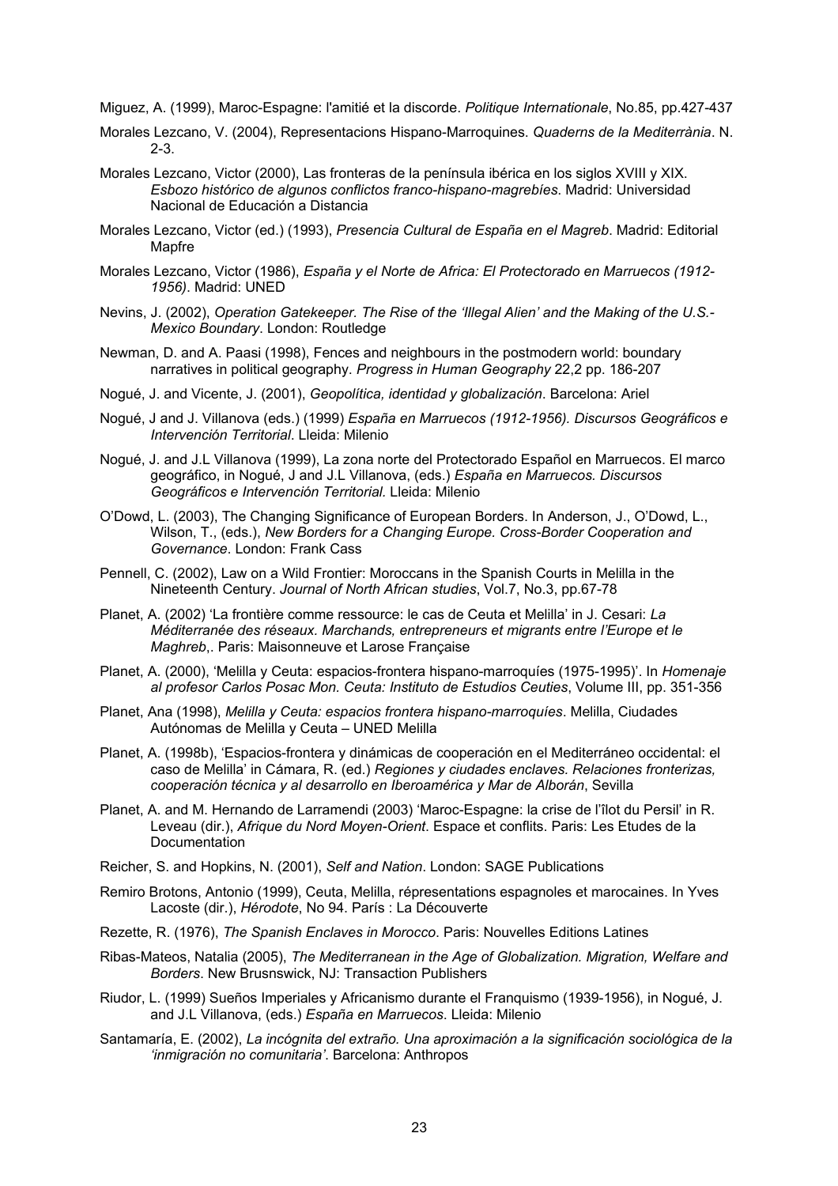Miguez, A. (1999), Maroc-Espagne: l'amitié et la discorde. *Politique Internationale*, No.85, pp.427-437

Morales Lezcano, V. (2004), Representacions Hispano-Marroquines. *Quaderns de la Mediterrània*. N. 2-3.

Morales Lezcano, Victor (2000), Las fronteras de la península ibérica en los siglos XVIII y XIX. *Esbozo histórico de algunos conflictos franco-hispano-magrebíes*. Madrid: Universidad Nacional de Educación a Distancia

Morales Lezcano, Victor (ed.) (1993), *Presencia Cultural de España en el Magreb*. Madrid: Editorial Mapfre

Morales Lezcano, Victor (1986), *España y el Norte de Africa: El Protectorado en Marruecos (1912-1956)*. Madrid: UNED

Nevins, J. (2002), *Operation Gatekeeper. The Rise of the 'Illegal Alien' and the Making of the U.S.-Mexico Boundary*. London: Routledge

Newman, D. and A. Paasi (1998), Fences and neighbours in the postmodern world: boundary narratives in political geography. *Progress in Human Geography* 22,2 pp. 186-207

Nogué, J. and Vicente, J. (2001), *Geopolítica, identidad y globalización*. Barcelona: Ariel

Nogué, J and J. Villanova (eds.) (1999) *España en Marruecos (1912-1956). Discursos Geográficos e Intervención Territorial*. Lleida: Milenio

Nogué, J. and J.L Villanova (1999), La zona norte del Protectorado Español en Marruecos. El marco geográfico, in Nogué, J and J.L Villanova, (eds.) *España en Marruecos. Discursos Geográficos e Intervención Territorial.* Lleida: Milenio

O'Dowd, L. (2003), The Changing Significance of European Borders. In Anderson, J., O'Dowd, L., Wilson, T., (eds.), *New Borders for a Changing Europe. Cross-Border Cooperation and Governance*. London: Frank Cass

Pennell, C. (2002), Law on a Wild Frontier: Moroccans in the Spanish Courts in Melilla in the Nineteenth Century. *Journal of North African studies*, Vol.7, No.3, pp.67-78

Planet, A. (2002) 'La frontière comme ressource: le cas de Ceuta et Melilla' in J. Cesari: *La Méditerranée des réseaux. Marchands, entrepreneurs et migrants entre l'Europe et le Maghreb*,. Paris: Maisonneuve et Larose Française

Planet, A. (2000), 'Melilla y Ceuta: espacios-frontera hispano-marroquíes (1975-1995)'. In *Homenaje al profesor Carlos Posac Mon. Ceuta: Instituto de Estudios Ceuties*, Volume III, pp. 351-356

Planet, Ana (1998), *Melilla y Ceuta: espacios frontera hispano-marroquíes*. Melilla, Ciudades Autónomas de Melilla y Ceuta – UNED Melilla

Planet, A. (1998b), 'Espacios-frontera y dinámicas de cooperación en el Mediterráneo occidental: el caso de Melilla' in Cámara, R. (ed.) *Regiones y ciudades enclaves. Relaciones fronterizas, cooperación técnica y al desarrollo en Iberoamérica y Mar de Alborán*, Sevilla

Planet, A. and M. Hernando de Larramendi (2003) 'Maroc-Espagne: la crise de l'îlot du Persil' in R. Leveau (dir.), *Afrique du Nord Moyen-Orient*. Espace et conflits. Paris: Les Etudes de la Documentation

Reicher, S. and Hopkins, N. (2001), *Self and Nation*. London: SAGE Publications

Remiro Brotons, Antonio (1999), Ceuta, Melilla, répresentations espagnoles et marocaines. In Yves Lacoste (dir.), *Hérodote*, No 94. París : La Découverte

Rezette, R. (1976), *The Spanish Enclaves in Morocco*. Paris: Nouvelles Editions Latines

Ribas-Mateos, Natalia (2005), *The Mediterranean in the Age of Globalization. Migration, Welfare and Borders*. New Brusnswick, NJ: Transaction Publishers

Riudor, L. (1999) Sueños Imperiales y Africanismo durante el Franquismo (1939-1956), in Nogué, J. and J.L Villanova, (eds.) *España en Marruecos*. Lleida: Milenio

Santamaría, E. (2002), *La incógnita del extraño. Una aproximación a la significación sociológica de la 'inmigración no comunitaria'*. Barcelona: Anthropos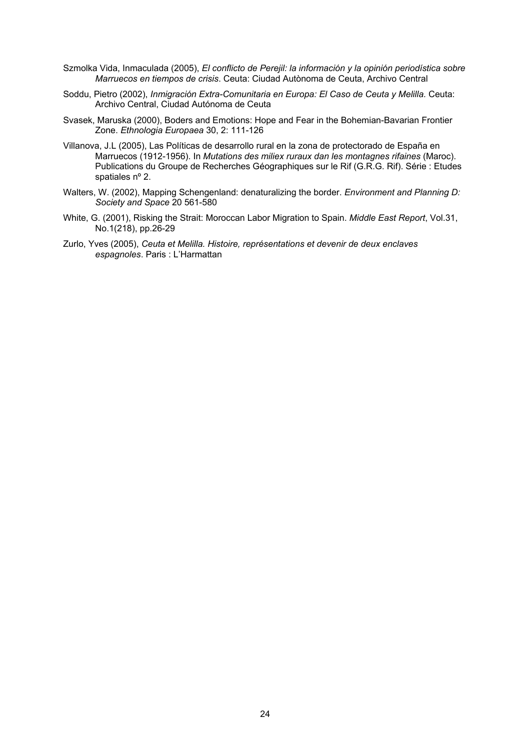Szmolka Vida, Inmaculada (2005), *El conflicto de Perejil: la información y la opinión periodística sobre Marruecos en tiempos de crisis*. Ceuta: Ciudad Autònoma de Ceuta, Archivo Central

Soddu, Pietro (2002), *Inmigración Extra-Comunitaria en Europa: El Caso de Ceuta y Melilla.* Ceuta: Archivo Central, Ciudad Autónoma de Ceuta

Svasek, Maruska (2000), Boders and Emotions: Hope and Fear in the Bohemian-Bavarian Frontier Zone. *Ethnologia Europaea* 30, 2: 111-126

Villanova, J.L (2005), Las Políticas de desarrollo rural en la zona de protectorado de España en Marruecos (1912-1956). In *Mutations des miliex ruraux dan les montagnes rifaines* (Maroc). Publications du Groupe de Recherches Géographiques sur le Rif (G.R.G. Rif). Série : Etudes spatiales nº 2.

Walters, W. (2002), Mapping Schengenland: denaturalizing the border. *Environment and Planning D: Society and Space* 20 561-580

White, G. (2001), Risking the Strait: Moroccan Labor Migration to Spain. *Middle East Report*, Vol.31, No.1(218), pp.26-29

Zurlo, Yves (2005), *Ceuta et Melilla. Histoire, représentations et devenir de deux enclaves espagnoles*. Paris : L'Harmattan